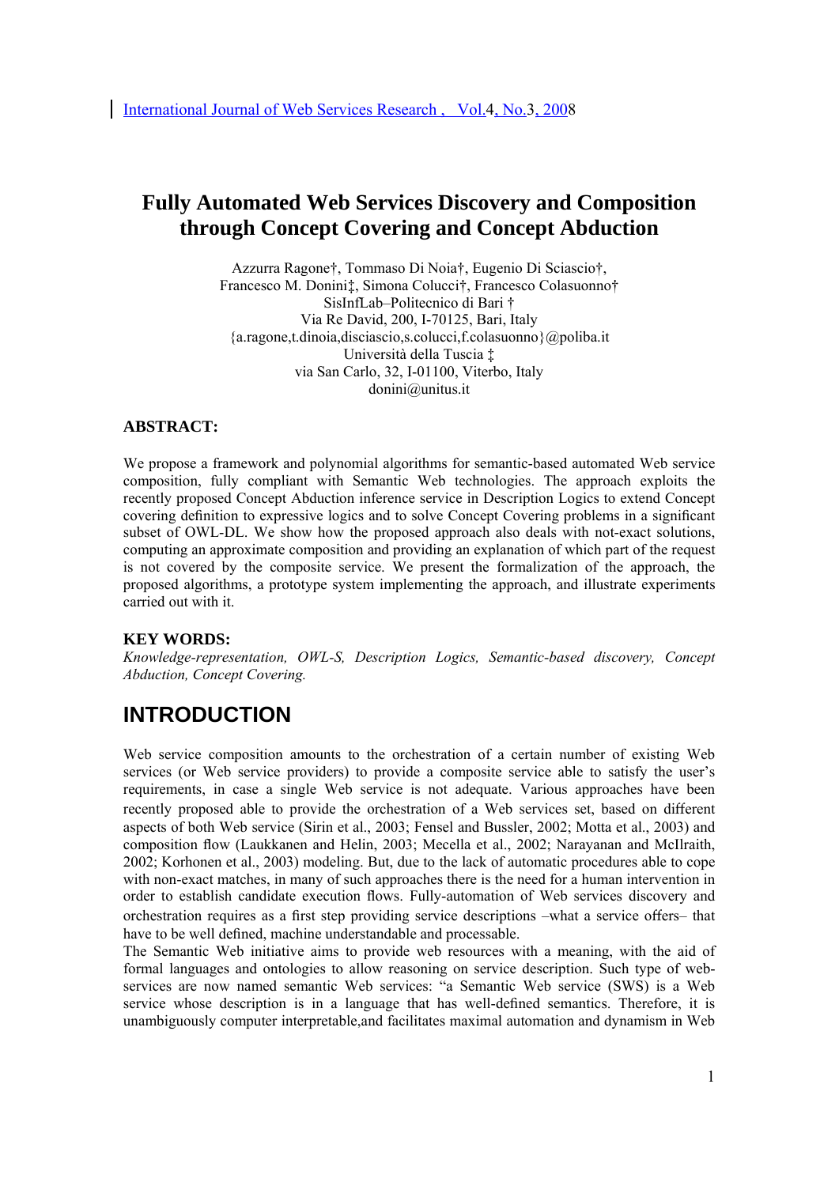International Journal of Web Services Research , Vol.4, No.3, 2008

# Fully Automated Web Services Discovery and Composition through Concept Covering and Concept Abduction

Azzurra Ragone†, Tommaso Di Noia†, Eugenio Di Sciascio†,
Francesco M. Donini‡, Simona Colucci†, Francesco Colasuonno†
SisInfLab–Politecnico di Bari †
Via Re David, 200, I-70125, Bari, Italy
{a.ragone,t.dinoia,disciascio,s.colucci,f.colasuonno}@poliba.it
Università della Tuscia ‡
via San Carlo, 32, I-01100, Viterbo, Italy
donini@unitus.it

**ABSTRACT:**

We propose a framework and polynomial algorithms for semantic-based automated Web service composition, fully compliant with Semantic Web technologies. The approach exploits the recently proposed Concept Abduction inference service in Description Logics to extend Concept covering definition to expressive logics and to solve Concept Covering problems in a significant subset of OWL-DL. We show how the proposed approach also deals with not-exact solutions, computing an approximate composition and providing an explanation of which part of the request is not covered by the composite service. We present the formalization of the approach, the proposed algorithms, a prototype system implementing the approach, and illustrate experiments carried out with it.

**KEY WORDS:**
*Knowledge-representation, OWL-S, Description Logics, Semantic-based discovery, Concept Abduction, Concept Covering.*

## INTRODUCTION

Web service composition amounts to the orchestration of a certain number of existing Web services (or Web service providers) to provide a composite service able to satisfy the user's requirements, in case a single Web service is not adequate. Various approaches have been recently proposed able to provide the orchestration of a Web services set, based on different aspects of both Web service (Sirin et al., 2003; Fensel and Bussler, 2002; Motta et al., 2003) and composition flow (Laukkanen and Helin, 2003; Mecella et al., 2002; Narayanan and McIlraith, 2002; Korhonen et al., 2003) modeling. But, due to the lack of automatic procedures able to cope with non-exact matches, in many of such approaches there is the need for a human intervention in order to establish candidate execution flows. Fully-automation of Web services discovery and orchestration requires as a first step providing service descriptions –what a service offers– that have to be well defined, machine understandable and processable.
The Semantic Web initiative aims to provide web resources with a meaning, with the aid of formal languages and ontologies to allow reasoning on service description. Such type of web-services are now named semantic Web services: "a Semantic Web service (SWS) is a Web service whose description is in a language that has well-defined semantics. Therefore, it is unambiguously computer interpretable,and facilitates maximal automation and dynamism in Web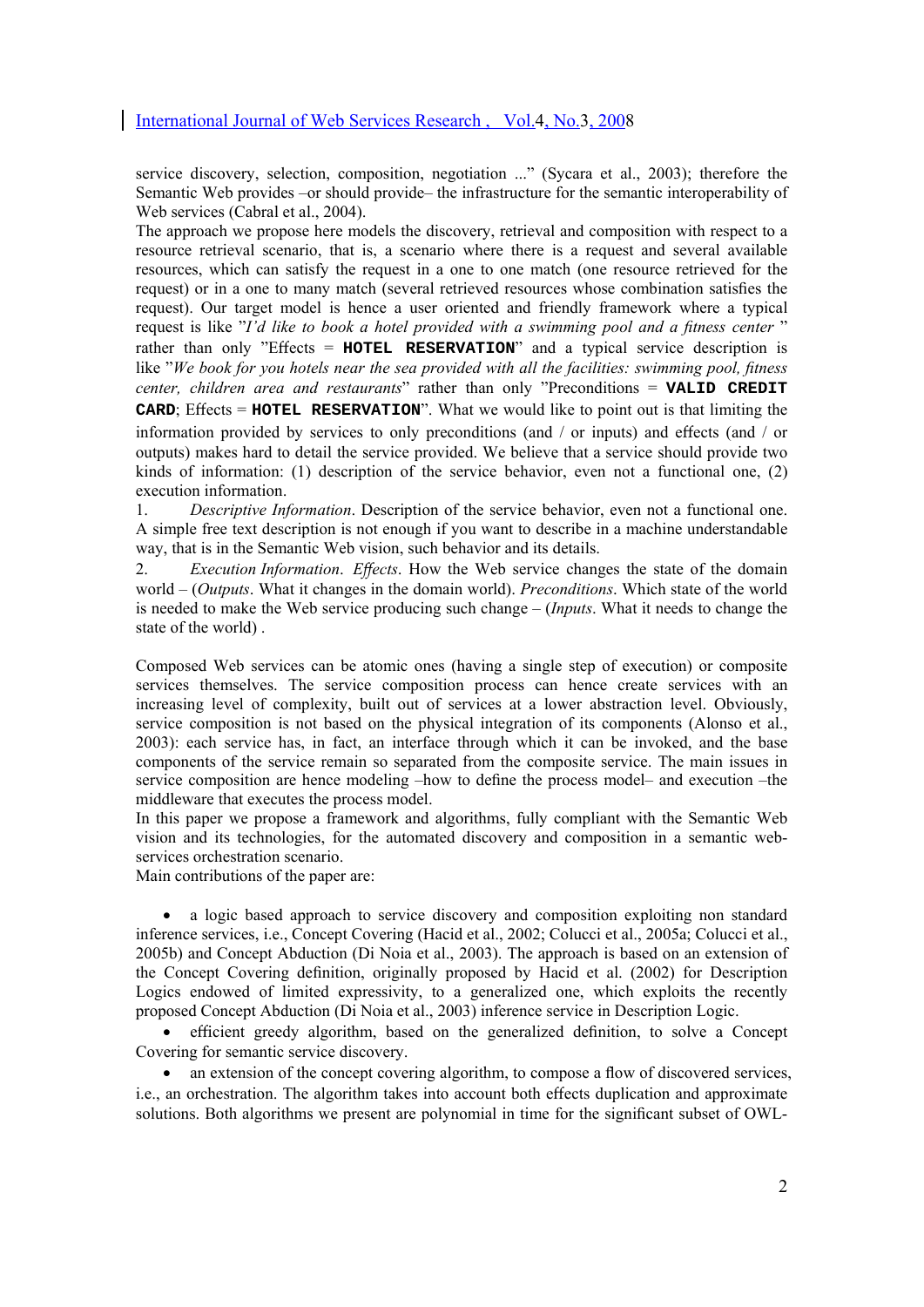service discovery, selection, composition, negotiation ..." (Sycara et al., 2003); therefore the Semantic Web provides –or should provide– the infrastructure for the semantic interoperability of Web services (Cabral et al., 2004).

The approach we propose here models the discovery, retrieval and composition with respect to a resource retrieval scenario, that is, a scenario where there is a request and several available resources, which can satisfy the request in a one to one match (one resource retrieved for the request) or in a one to many match (several retrieved resources whose combination satisfies the request). Our target model is hence a user oriented and friendly framework where a typical request is like "*I'd like to book a hotel provided with a swimming pool and a fitness center* " rather than only "Effects = `HOTEL RESERVATION`" and a typical service description is like "*We book for you hotels near the sea provided with all the facilities: swimming pool, fitness center, children area and restaurants*" rather than only "Preconditions = `VALID CREDIT CARD`; Effects = `HOTEL RESERVATION`". What we would like to point out is that limiting the information provided by services to only preconditions (and / or inputs) and effects (and / or outputs) makes hard to detail the service provided. We believe that a service should provide two kinds of information: (1) description of the service behavior, even not a functional one, (2) execution information.

1. *Descriptive Information*. Description of the service behavior, even not a functional one. A simple free text description is not enough if you want to describe in a machine understandable way, that is in the Semantic Web vision, such behavior and its details.
2. *Execution Information*. *Effects*. How the Web service changes the state of the domain world – (*Outputs*. What it changes in the domain world). *Preconditions*. Which state of the world is needed to make the Web service producing such change – (*Inputs*. What it needs to change the state of the world) .

Composed Web services can be atomic ones (having a single step of execution) or composite services themselves. The service composition process can hence create services with an increasing level of complexity, built out of services at a lower abstraction level. Obviously, service composition is not based on the physical integration of its components (Alonso et al., 2003): each service has, in fact, an interface through which it can be invoked, and the base components of the service remain so separated from the composite service. The main issues in service composition are hence modeling –how to define the process model– and execution –the middleware that executes the process model.

In this paper we propose a framework and algorithms, fully compliant with the Semantic Web vision and its technologies, for the automated discovery and composition in a semantic web-services orchestration scenario.

Main contributions of the paper are:

- a logic based approach to service discovery and composition exploiting non standard inference services, i.e., Concept Covering (Hacid et al., 2002; Colucci et al., 2005a; Colucci et al., 2005b) and Concept Abduction (Di Noia et al., 2003). The approach is based on an extension of the Concept Covering definition, originally proposed by Hacid et al. (2002) for Description Logics endowed of limited expressivity, to a generalized one, which exploits the recently proposed Concept Abduction (Di Noia et al., 2003) inference service in Description Logic.
- efficient greedy algorithm, based on the generalized definition, to solve a Concept Covering for semantic service discovery.
- an extension of the concept covering algorithm, to compose a flow of discovered services, i.e., an orchestration. The algorithm takes into account both effects duplication and approximate solutions. Both algorithms we present are polynomial in time for the significant subset of OWL-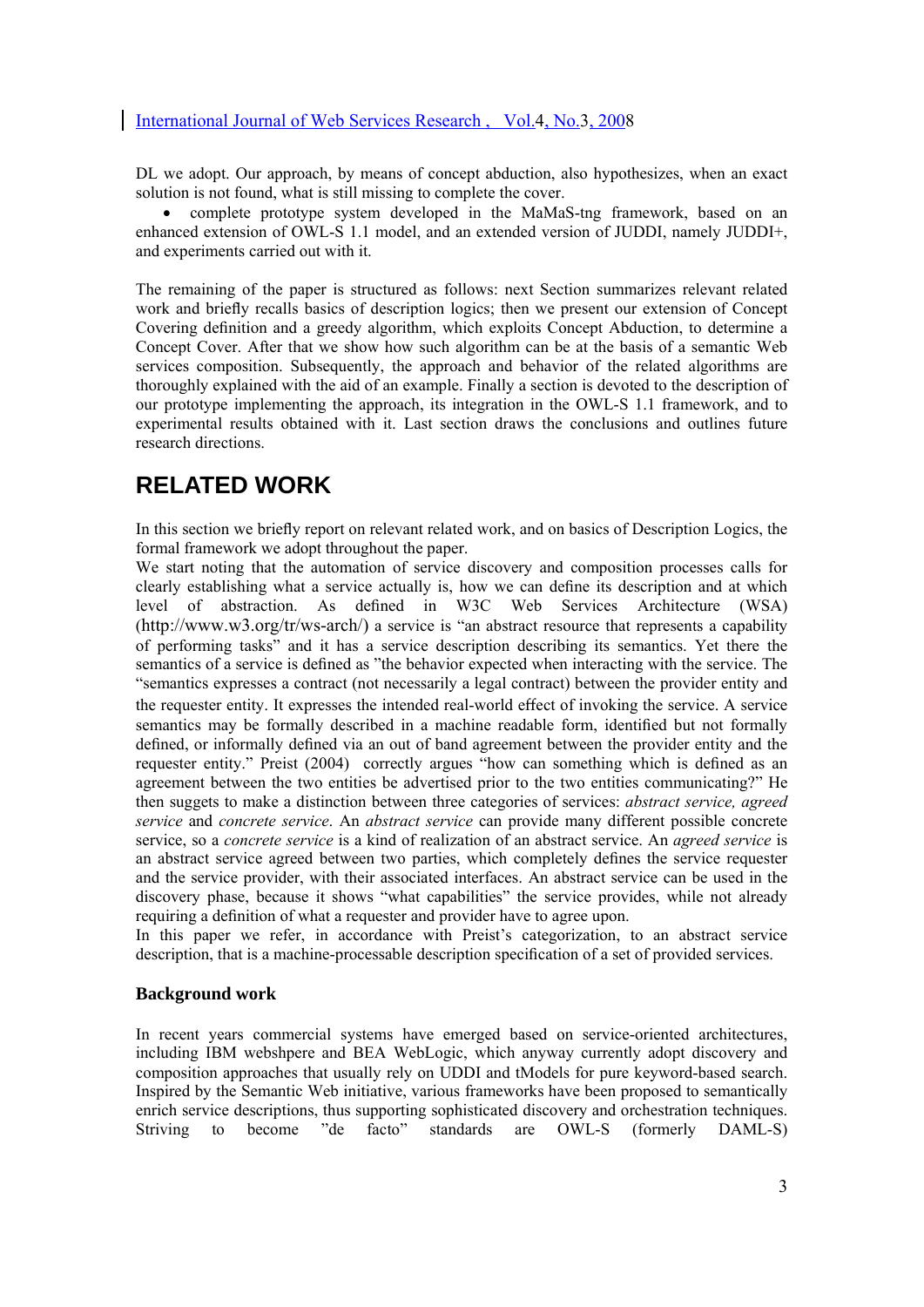DL we adopt. Our approach, by means of concept abduction, also hypothesizes, when an exact solution is not found, what is still missing to complete the cover.

- complete prototype system developed in the MaMaS-tng framework, based on an enhanced extension of OWL-S 1.1 model, and an extended version of JUDDI, namely JUDDI+, and experiments carried out with it.

The remaining of the paper is structured as follows: next Section summarizes relevant related work and briefly recalls basics of description logics; then we present our extension of Concept Covering definition and a greedy algorithm, which exploits Concept Abduction, to determine a Concept Cover. After that we show how such algorithm can be at the basis of a semantic Web services composition. Subsequently, the approach and behavior of the related algorithms are thoroughly explained with the aid of an example. Finally a section is devoted to the description of our prototype implementing the approach, its integration in the OWL-S 1.1 framework, and to experimental results obtained with it. Last section draws the conclusions and outlines future research directions.

# RELATED WORK

In this section we briefly report on relevant related work, and on basics of Description Logics, the formal framework we adopt throughout the paper.

We start noting that the automation of service discovery and composition processes calls for clearly establishing what a service actually is, how we can define its description and at which level of abstraction. As defined in W3C Web Services Architecture (WSA) (http://www.w3.org/tr/ws-arch/) a service is "an abstract resource that represents a capability of performing tasks" and it has a service description describing its semantics. Yet there the semantics of a service is defined as "the behavior expected when interacting with the service. The "semantics expresses a contract (not necessarily a legal contract) between the provider entity and the requester entity. It expresses the intended real-world effect of invoking the service. A service semantics may be formally described in a machine readable form, identified but not formally defined, or informally defined via an out of band agreement between the provider entity and the requester entity." Preist (2004) correctly argues "how can something which is defined as an agreement between the two entities be advertised prior to the two entities communicating?" He then suggets to make a distinction between three categories of services: *abstract service, agreed service* and *concrete service*. An *abstract service* can provide many different possible concrete service, so a *concrete service* is a kind of realization of an abstract service. An *agreed service* is an abstract service agreed between two parties, which completely defines the service requester and the service provider, with their associated interfaces. An abstract service can be used in the discovery phase, because it shows "what capabilities" the service provides, while not already requiring a definition of what a requester and provider have to agree upon.

In this paper we refer, in accordance with Preist's categorization, to an abstract service description, that is a machine-processable description specification of a set of provided services.

### Background work

In recent years commercial systems have emerged based on service-oriented architectures, including IBM webshpere and BEA WebLogic, which anyway currently adopt discovery and composition approaches that usually rely on UDDI and tModels for pure keyword-based search. Inspired by the Semantic Web initiative, various frameworks have been proposed to semantically enrich service descriptions, thus supporting sophisticated discovery and orchestration techniques. Striving to become "de facto" standards are OWL-S (formerly DAML-S)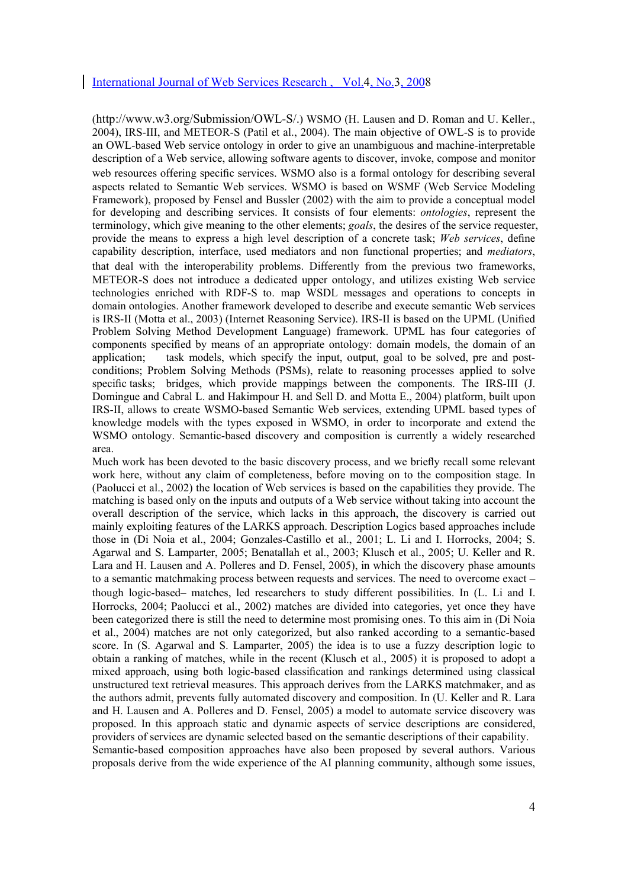(http://www.w3.org/Submission/OWL-S/.) WSMO (H. Lausen and D. Roman and U. Keller., 2004), IRS-III, and METEOR-S (Patil et al., 2004). The main objective of OWL-S is to provide an OWL-based Web service ontology in order to give an unambiguous and machine-interpretable description of a Web service, allowing software agents to discover, invoke, compose and monitor web resources offering specific services. WSMO also is a formal ontology for describing several aspects related to Semantic Web services. WSMO is based on WSMF (Web Service Modeling Framework), proposed by Fensel and Bussler (2002) with the aim to provide a conceptual model for developing and describing services. It consists of four elements: *ontologies*, represent the terminology, which give meaning to the other elements; *goals*, the desires of the service requester, provide the means to express a high level description of a concrete task; *Web services*, define capability description, interface, used mediators and non functional properties; and *mediators*, that deal with the interoperability problems. Differently from the previous two frameworks, METEOR-S does not introduce a dedicated upper ontology, and utilizes existing Web service technologies enriched with RDF-S to. map WSDL messages and operations to concepts in domain ontologies. Another framework developed to describe and execute semantic Web services is IRS-II (Motta et al., 2003) (Internet Reasoning Service). IRS-II is based on the UPML (Unified Problem Solving Method Development Language) framework. UPML has four categories of components specified by means of an appropriate ontology: domain models, the domain of an application; task models, which specify the input, output, goal to be solved, pre and post-conditions; Problem Solving Methods (PSMs), relate to reasoning processes applied to solve specific tasks; bridges, which provide mappings between the components. The IRS-III (J. Domingue and Cabral L. and Hakimpour H. and Sell D. and Motta E., 2004) platform, built upon IRS-II, allows to create WSMO-based Semantic Web services, extending UPML based types of knowledge models with the types exposed in WSMO, in order to incorporate and extend the WSMO ontology. Semantic-based discovery and composition is currently a widely researched area.

Much work has been devoted to the basic discovery process, and we briefly recall some relevant work here, without any claim of completeness, before moving on to the composition stage. In (Paolucci et al., 2002) the location of Web services is based on the capabilities they provide. The matching is based only on the inputs and outputs of a Web service without taking into account the overall description of the service, which lacks in this approach, the discovery is carried out mainly exploiting features of the LARKS approach. Description Logics based approaches include those in (Di Noia et al., 2004; Gonzales-Castillo et al., 2001; L. Li and I. Horrocks, 2004; S. Agarwal and S. Lamparter, 2005; Benatallah et al., 2003; Klusch et al., 2005; U. Keller and R. Lara and H. Lausen and A. Polleres and D. Fensel, 2005), in which the discovery phase amounts to a semantic matchmaking process between requests and services. The need to overcome exact – though logic-based– matches, led researchers to study different possibilities. In (L. Li and I. Horrocks, 2004; Paolucci et al., 2002) matches are divided into categories, yet once they have been categorized there is still the need to determine most promising ones. To this aim in (Di Noia et al., 2004) matches are not only categorized, but also ranked according to a semantic-based score. In (S. Agarwal and S. Lamparter, 2005) the idea is to use a fuzzy description logic to obtain a ranking of matches, while in the recent (Klusch et al., 2005) it is proposed to adopt a mixed approach, using both logic-based classification and rankings determined using classical unstructured text retrieval measures. This approach derives from the LARKS matchmaker, and as the authors admit, prevents fully automated discovery and composition. In (U. Keller and R. Lara and H. Lausen and A. Polleres and D. Fensel, 2005) a model to automate service discovery was proposed. In this approach static and dynamic aspects of service descriptions are considered, providers of services are dynamic selected based on the semantic descriptions of their capability.

Semantic-based composition approaches have also been proposed by several authors. Various proposals derive from the wide experience of the AI planning community, although some issues,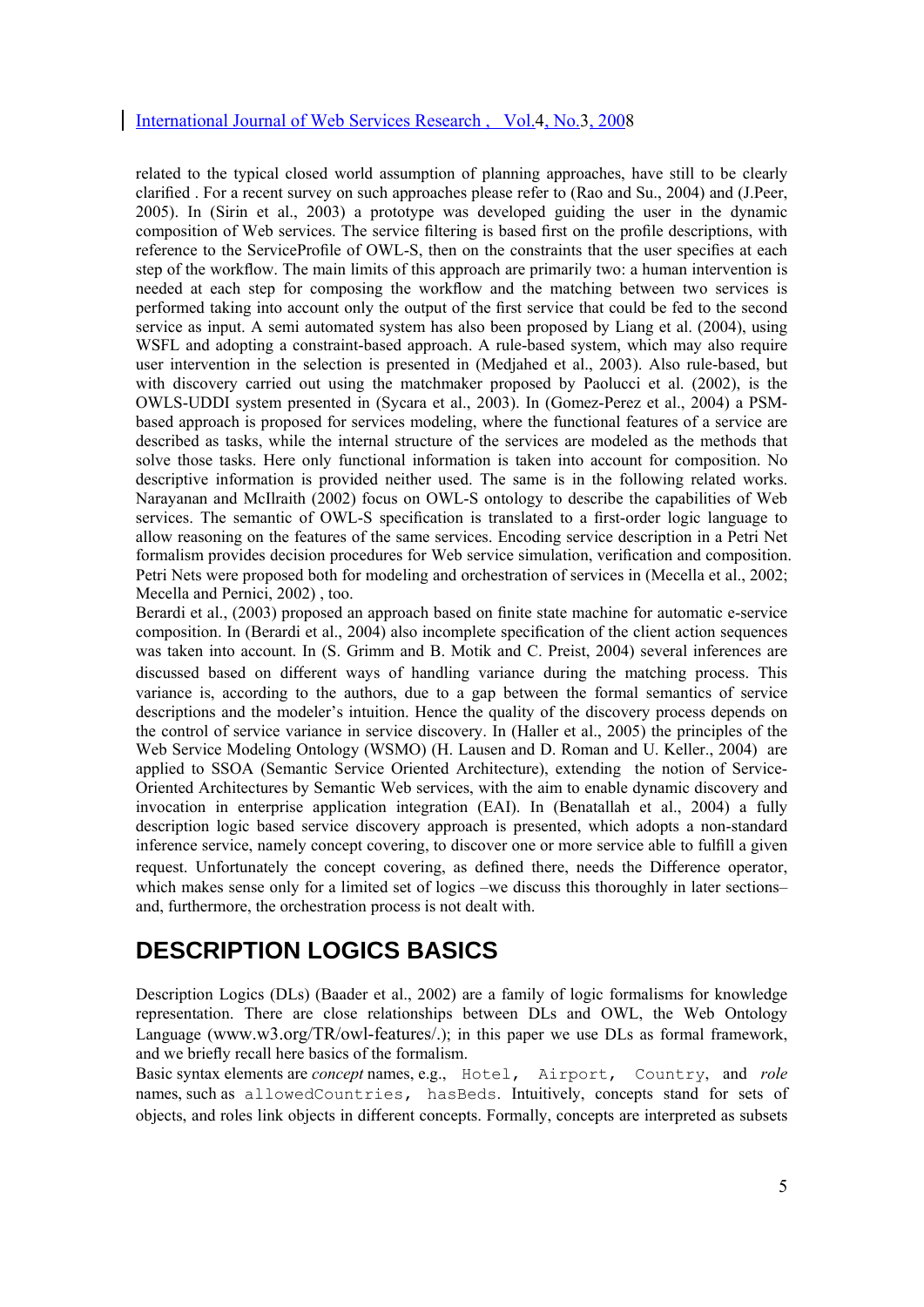related to the typical closed world assumption of planning approaches, have still to be clearly clarified . For a recent survey on such approaches please refer to (Rao and Su., 2004) and (J.Peer, 2005). In (Sirin et al., 2003) a prototype was developed guiding the user in the dynamic composition of Web services. The service filtering is based first on the profile descriptions, with reference to the ServiceProfile of OWL-S, then on the constraints that the user specifies at each step of the workflow. The main limits of this approach are primarily two: a human intervention is needed at each step for composing the workflow and the matching between two services is performed taking into account only the output of the first service that could be fed to the second service as input. A semi automated system has also been proposed by Liang et al. (2004), using WSFL and adopting a constraint-based approach. A rule-based system, which may also require user intervention in the selection is presented in (Medjahed et al., 2003). Also rule-based, but with discovery carried out using the matchmaker proposed by Paolucci et al. (2002), is the OWLS-UDDI system presented in (Sycara et al., 2003). In (Gomez-Perez et al., 2004) a PSM-based approach is proposed for services modeling, where the functional features of a service are described as tasks, while the internal structure of the services are modeled as the methods that solve those tasks. Here only functional information is taken into account for composition. No descriptive information is provided neither used. The same is in the following related works. Narayanan and McIlraith (2002) focus on OWL-S ontology to describe the capabilities of Web services. The semantic of OWL-S specification is translated to a first-order logic language to allow reasoning on the features of the same services. Encoding service description in a Petri Net formalism provides decision procedures for Web service simulation, verification and composition. Petri Nets were proposed both for modeling and orchestration of services in (Mecella et al., 2002; Mecella and Pernici, 2002) , too.
Berardi et al., (2003) proposed an approach based on finite state machine for automatic e-service composition. In (Berardi et al., 2004) also incomplete specification of the client action sequences was taken into account. In (S. Grimm and B. Motik and C. Preist, 2004) several inferences are discussed based on different ways of handling variance during the matching process. This variance is, according to the authors, due to a gap between the formal semantics of service descriptions and the modeler's intuition. Hence the quality of the discovery process depends on the control of service variance in service discovery. In (Haller et al., 2005) the principles of the Web Service Modeling Ontology (WSMO) (H. Lausen and D. Roman and U. Keller., 2004) are applied to SSOA (Semantic Service Oriented Architecture), extending the notion of Service-Oriented Architectures by Semantic Web services, with the aim to enable dynamic discovery and invocation in enterprise application integration (EAI). In (Benatallah et al., 2004) a fully description logic based service discovery approach is presented, which adopts a non-standard inference service, namely concept covering, to discover one or more service able to fulfill a given request. Unfortunately the concept covering, as defined there, needs the Difference operator, which makes sense only for a limited set of logics –we discuss this thoroughly in later sections– and, furthermore, the orchestration process is not dealt with.

# DESCRIPTION LOGICS BASICS

Description Logics (DLs) (Baader et al., 2002) are a family of logic formalisms for knowledge representation. There are close relationships between DLs and OWL, the Web Ontology Language (www.w3.org/TR/owl-features/.); in this paper we use DLs as formal framework, and we briefly recall here basics of the formalism.
Basic syntax elements are *concept* names, e.g., `Hotel`, `Airport`, `Country`, and *role* names, such as `allowedCountries`, `hasBeds`. Intuitively, concepts stand for sets of objects, and roles link objects in different concepts. Formally, concepts are interpreted as subsets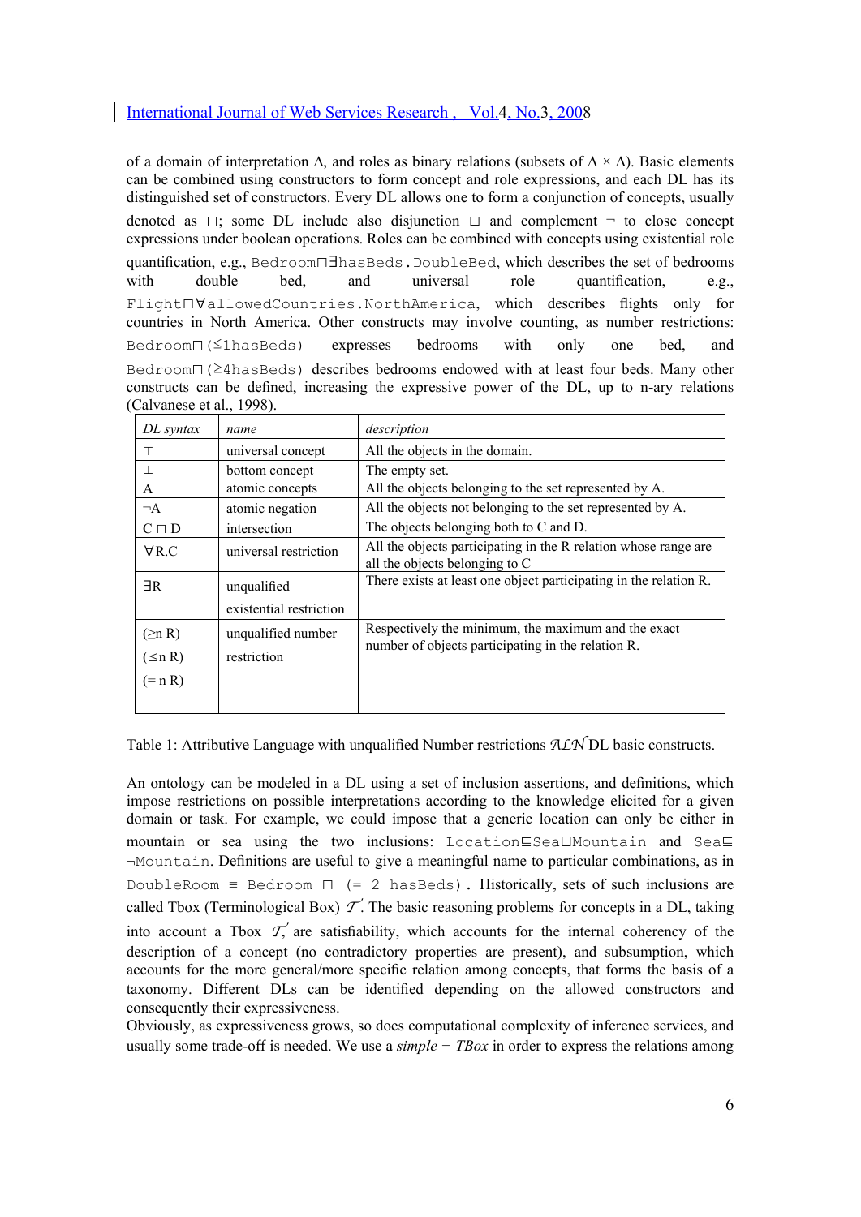of a domain of interpretation $\Delta$, and roles as binary relations (subsets of $\Delta \times \Delta$). Basic elements can be combined using constructors to form concept and role expressions, and each DL has its distinguished set of constructors. Every DL allows one to form a conjunction of concepts, usually denoted as ⊓; some DL include also disjunction ⊔ and complement ¬ to close concept expressions under boolean operations. Roles can be combined with concepts using existential role quantification, e.g., `Bedroom⊓∃hasBeds.DoubleBed`, which describes the set of bedrooms with double bed, and universal role quantification, e.g., `Flight⊓∀allowedCountries.NorthAmerica`, which describes flights only for countries in North America. Other constructs may involve counting, as number restrictions: `Bedroom⊓(≤1hasBeds)` expresses bedrooms with only one bed, and `Bedroom⊓(≥4hasBeds)` describes bedrooms endowed with at least four beds. Many other constructs can be defined, increasing the expressive power of the DL, up to n-ary relations (Calvanese et al., 1998).

| *DL syntax* | *name* | *description* |
|---|---|---|
| ⊤ | universal concept | All the objects in the domain. |
| ⊥ | bottom concept | The empty set. |
| A | atomic concepts | All the objects belonging to the set represented by A. |
| ¬A | atomic negation | All the objects not belonging to the set represented by A. |
| C ⊓ D | intersection | The objects belonging both to C and D. |
| ∀R.C | universal restriction | All the objects participating in the R relation whose range are all the objects belonging to C |
| ∃R | unqualified existential restriction | There exists at least one object participating in the relation R. |
| (≥n R) (≤n R) (= n R) | unqualified number restriction | Respectively the minimum, the maximum and the exact number of objects participating in the relation R. |

Table 1: Attributive Language with unqualified Number restrictions $\mathcal{ALN}$ DL basic constructs.

An ontology can be modeled in a DL using a set of inclusion assertions, and definitions, which impose restrictions on possible interpretations according to the knowledge elicited for a given domain or task. For example, we could impose that a generic location can only be either in mountain or sea using the two inclusions: `Location⊑Sea⊔Mountain` and `Sea⊑ ¬Mountain`. Definitions are useful to give a meaningful name to particular combinations, as in `DoubleRoom ≡ Bedroom ⊓ (= 2 hasBeds)`. Historically, sets of such inclusions are called Tbox (Terminological Box) $\mathcal{T}$. The basic reasoning problems for concepts in a DL, taking into account a Tbox $\mathcal{T}$, are satisfiability, which accounts for the internal coherency of the description of a concept (no contradictory properties are present), and subsumption, which accounts for the more general/more specific relation among concepts, that forms the basis of a taxonomy. Different DLs can be identified depending on the allowed constructors and consequently their expressiveness.
Obviously, as expressiveness grows, so does computational complexity of inference services, and usually some trade-off is needed. We use a *simple − TBox* in order to express the relations among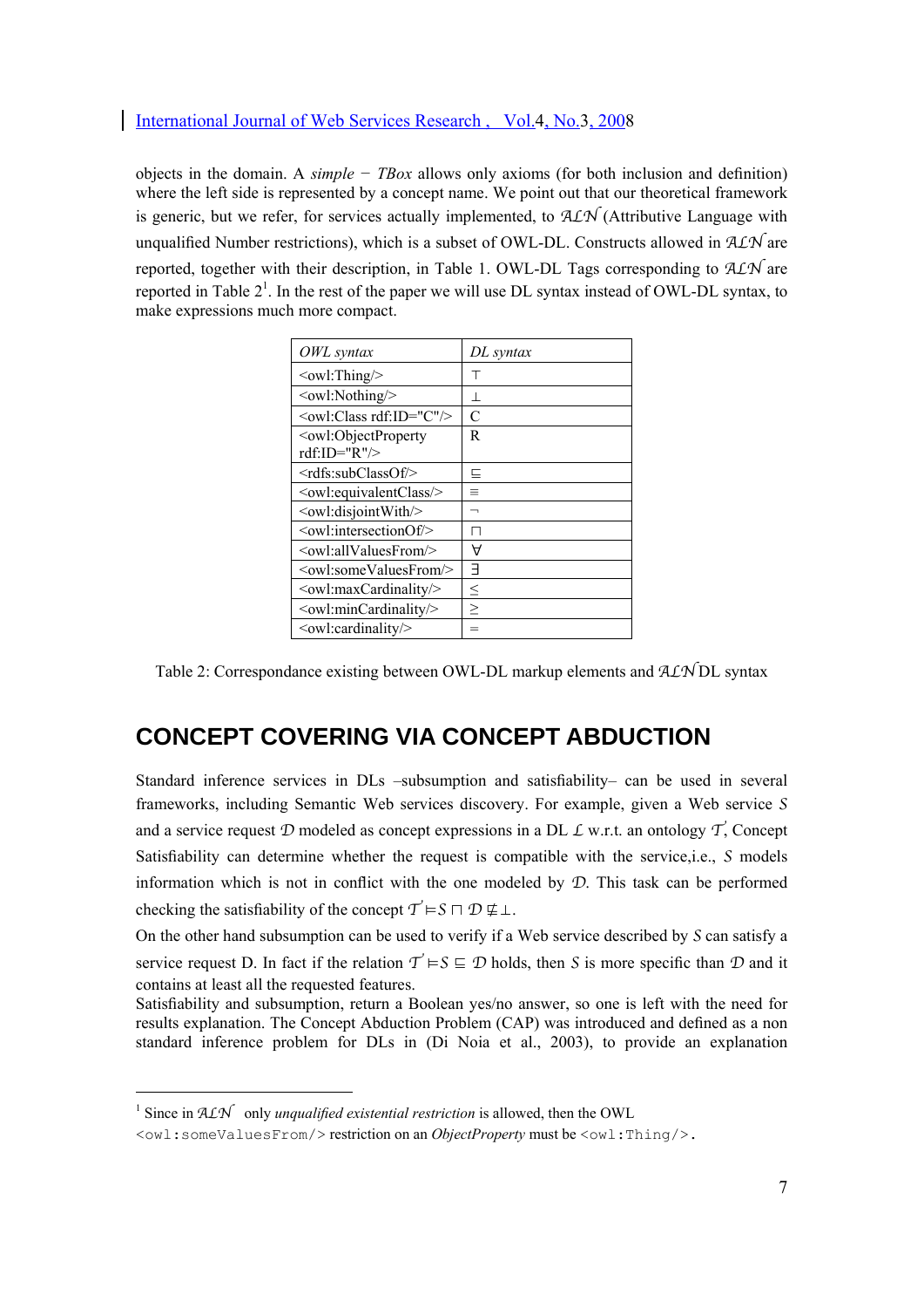objects in the domain. A *simple − TBox* allows only axioms (for both inclusion and definition) where the left side is represented by a concept name. We point out that our theoretical framework is generic, but we refer, for services actually implemented, to $\mathcal{ALN}$ (Attributive Language with unqualified Number restrictions), which is a subset of OWL-DL. Constructs allowed in $\mathcal{ALN}$ are reported, together with their description, in Table 1. OWL-DL Tags corresponding to $\mathcal{ALN}$ are reported in Table 2[1]. In the rest of the paper we will use DL syntax instead of OWL-DL syntax, to make expressions much more compact.

| *OWL syntax* | *DL syntax* |
|---|---|
| <owl:Thing/> | $\top$ |
| <owl:Nothing/> | $\bot$ |
| <owl:Class rdf:ID="C"/> | C |
| <owl:ObjectProperty rdf:ID="R"/> | R |
| <rdfs:subClassOf/> | $\sqsubseteq$ |
| <owl:equivalentClass/> | $\equiv$ |
| <owl:disjointWith/> | $\neg$ |
| <owl:intersectionOf/> | $\sqcap$ |
| <owl:allValuesFrom/> | $\forall$ |
| <owl:someValuesFrom/> | $\exists$ |
| <owl:maxCardinality/> | $\leq$ |
| <owl:minCardinality/> | $\geq$ |
| <owl:cardinality/> | $=$ |

Table 2: Correspondance existing between OWL-DL markup elements and $\mathcal{ALN}$ DL syntax

## CONCEPT COVERING VIA CONCEPT ABDUCTION

Standard inference services in DLs –subsumption and satisfiability– can be used in several frameworks, including Semantic Web services discovery. For example, given a Web service $S$ and a service request $\mathcal{D}$ modeled as concept expressions in a DL $\mathcal{L}$ w.r.t. an ontology $\mathcal{T}$, Concept Satisfiability can determine whether the request is compatible with the service,i.e., $S$ models information which is not in conflict with the one modeled by $\mathcal{D}$. This task can be performed checking the satisfiability of the concept $\mathcal{T}' \models S \sqcap \mathcal{D} \not\equiv \bot$.

On the other hand subsumption can be used to verify if a Web service described by $S$ can satisfy a service request D. In fact if the relation $\mathcal{T}' \models S \sqsubseteq \mathcal{D}$ holds, then $S$ is more specific than $\mathcal{D}$ and it contains at least all the requested features.

Satisfiability and subsumption, return a Boolean yes/no answer, so one is left with the need for results explanation. The Concept Abduction Problem (CAP) was introduced and defined as a non standard inference problem for DLs in (Di Noia et al., 2003), to provide an explanation

---

[1] Since in $\mathcal{ALN}$ only *unqualified existential restriction* is allowed, then the OWL `<owl:someValuesFrom/>` restriction on an *ObjectProperty* must be `<owl:Thing/>`.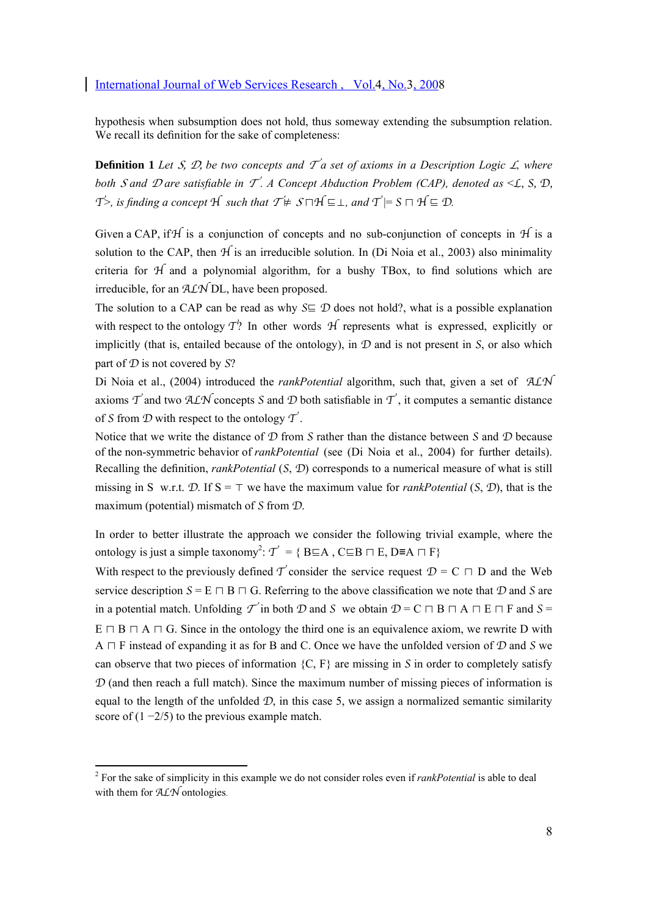hypothesis when subsumption does not hold, thus someway extending the subsumption relation. We recall its definition for the sake of completeness:

**Definition 1** *Let $\mathcal{S}$, $\mathcal{D}$, be two concepts and $\mathcal{T}$ a set of axioms in a Description Logic $\mathcal{L}$, where both $\mathcal{S}$ and $\mathcal{D}$ are satisfiable in $\mathcal{T}$. A Concept Abduction Problem (CAP), denoted as <$\mathcal{L}$, S, $\mathcal{D}$, $\mathcal{T}$>, is finding a concept $\mathcal{H}$ such that $\mathcal{T} \not\models \mathcal{S} \sqcap \mathcal{H} \sqsubseteq \bot$, and $\mathcal{T} \models S \sqcap \mathcal{H} \sqsubseteq \mathcal{D}$.*

Given a CAP, if $\mathcal{H}$ is a conjunction of concepts and no sub-conjunction of concepts in $\mathcal{H}$ is a solution to the CAP, then $\mathcal{H}$ is an irreducible solution. In (Di Noia et al., 2003) also minimality criteria for $\mathcal{H}$ and a polynomial algorithm, for a bushy TBox, to find solutions which are irreducible, for an $\mathcal{ALN}$ DL, have been proposed.

The solution to a CAP can be read as why $S \sqsubseteq \mathcal{D}$ does not hold?, what is a possible explanation with respect to the ontology $\mathcal{T}$? In other words $\mathcal{H}$ represents what is expressed, explicitly or implicitly (that is, entailed because of the ontology), in $\mathcal{D}$ and is not present in *S*, or also which part of $\mathcal{D}$ is not covered by *S*?

Di Noia et al., (2004) introduced the *rankPotential* algorithm, such that, given a set of $\mathcal{ALN}$ axioms $\mathcal{T}$ and two $\mathcal{ALN}$ concepts *S* and $\mathcal{D}$ both satisfiable in $\mathcal{T}$, it computes a semantic distance of *S* from $\mathcal{D}$ with respect to the ontology $\mathcal{T}$.

Notice that we write the distance of $\mathcal{D}$ from *S* rather than the distance between *S* and $\mathcal{D}$ because of the non-symmetric behavior of *rankPotential* (see (Di Noia et al., 2004) for further details). Recalling the definition, *rankPotential* (*S*, $\mathcal{D}$) corresponds to a numerical measure of what is still missing in S w.r.t. $\mathcal{D}$. If $S = \top$ we have the maximum value for *rankPotential* (*S*, $\mathcal{D}$), that is the maximum (potential) mismatch of *S* from $\mathcal{D}$.

In order to better illustrate the approach we consider the following trivial example, where the ontology is just a simple taxonomy[2]: $\mathcal{T}$ = { B⊑A , C⊑B ⊓ E, D≡A ⊓ F}

With respect to the previously defined $\mathcal{T}$ consider the service request $\mathcal{D}$ = C ⊓ D and the Web service description $S$ = E ⊓ B ⊓ G. Referring to the above classification we note that $\mathcal{D}$ and *S* are in a potential match. Unfolding $\mathcal{T}$ in both $\mathcal{D}$ and *S* we obtain $\mathcal{D}$ = C ⊓ B ⊓ A ⊓ E ⊓ F and *S* = E ⊓ B ⊓ A ⊓ G. Since in the ontology the third one is an equivalence axiom, we rewrite D with A ⊓ F instead of expanding it as for B and C. Once we have the unfolded version of $\mathcal{D}$ and *S* we can observe that two pieces of information {C, F} are missing in *S* in order to completely satisfy $\mathcal{D}$ (and then reach a full match). Since the maximum number of missing pieces of information is equal to the length of the unfolded $\mathcal{D}$, in this case 5, we assign a normalized semantic similarity score of $(1 - 2/5)$ to the previous example match.

---

[2] For the sake of simplicity in this example we do not consider roles even if *rankPotential* is able to deal with them for $\mathcal{ALN}$ ontologies.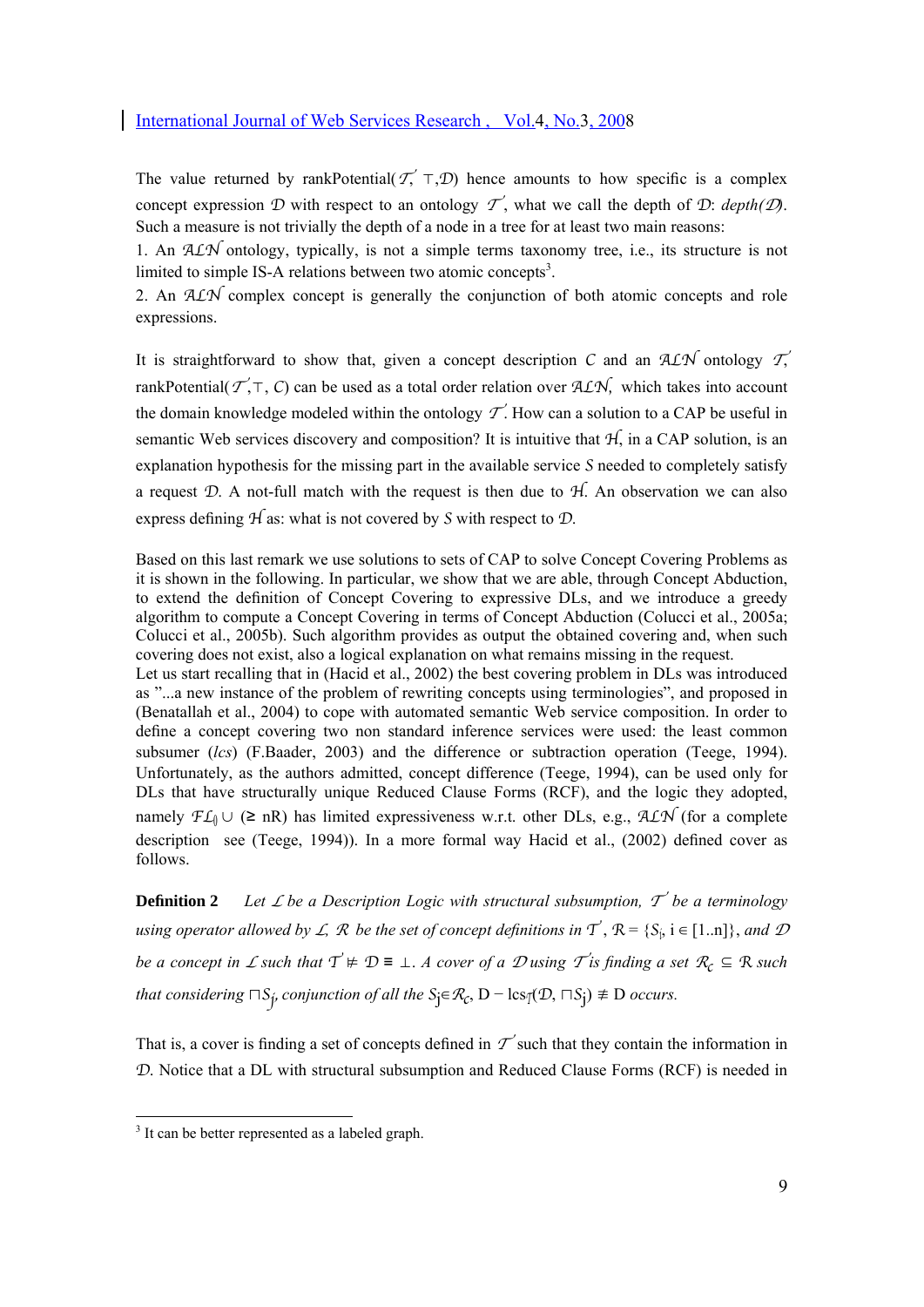The value returned by rankPotential($\mathcal{T}'$, $\top$,$\mathcal{D}$) hence amounts to how specific is a complex concept expression $\mathcal{D}$ with respect to an ontology $\mathcal{T}'$, what we call the depth of $\mathcal{D}$: *depth($\mathcal{D}$)*. Such a measure is not trivially the depth of a node in a tree for at least two main reasons:

1. An $\mathcal{ALN}$ ontology, typically, is not a simple terms taxonomy tree, i.e., its structure is not limited to simple IS-A relations between two atomic concepts[3].
2. An $\mathcal{ALN}$ complex concept is generally the conjunction of both atomic concepts and role expressions.

It is straightforward to show that, given a concept description $C$ and an $\mathcal{ALN}$ ontology $\mathcal{T}'$, rankPotential($\mathcal{T}'$,$\top$, $C$) can be used as a total order relation over $\mathcal{ALN}$, which takes into account the domain knowledge modeled within the ontology $\mathcal{T}'$. How can a solution to a CAP be useful in semantic Web services discovery and composition? It is intuitive that $\mathcal{H}$, in a CAP solution, is an explanation hypothesis for the missing part in the available service $S$ needed to completely satisfy a request $\mathcal{D}$. A not-full match with the request is then due to $\mathcal{H}$. An observation we can also express defining $\mathcal{H}$ as: what is not covered by $S$ with respect to $\mathcal{D}$.

Based on this last remark we use solutions to sets of CAP to solve Concept Covering Problems as it is shown in the following. In particular, we show that we are able, through Concept Abduction, to extend the definition of Concept Covering to expressive DLs, and we introduce a greedy algorithm to compute a Concept Covering in terms of Concept Abduction (Colucci et al., 2005a; Colucci et al., 2005b). Such algorithm provides as output the obtained covering and, when such covering does not exist, also a logical explanation on what remains missing in the request.
Let us start recalling that in (Hacid et al., 2002) the best covering problem in DLs was introduced as "...a new instance of the problem of rewriting concepts using terminologies", and proposed in (Benatallah et al., 2004) to cope with automated semantic Web service composition. In order to define a concept covering two non standard inference services were used: the least common subsumer (*lcs*) (F.Baader, 2003) and the difference or subtraction operation (Teege, 1994). Unfortunately, as the authors admitted, concept difference (Teege, 1994), can be used only for DLs that have structurally unique Reduced Clause Forms (RCF), and the logic they adopted, namely $\mathcal{FL}_0 \cup (\geq nR)$ has limited expressiveness w.r.t. other DLs, e.g., $\mathcal{ALN}$ (for a complete description see (Teege, 1994)). In a more formal way Hacid et al., (2002) defined cover as follows.

**Definition 2** *Let $\mathcal{L}$ be a Description Logic with structural subsumption, $\mathcal{T}'$ be a terminology using operator allowed by $\mathcal{L}$, $\mathcal{R}$ be the set of concept definitions in $\mathcal{T}'$, $\mathcal{R} = \{S_i, i \in [1..n]\}$, and $\mathcal{D}$ be a concept in $\mathcal{L}$ such that $\mathcal{T}' \not\models \mathcal{D} \equiv \bot$. A cover of a $\mathcal{D}$ using $\mathcal{T}$ is finding a set $\mathcal{R}_c \subseteq \mathcal{R}$ such that considering $\sqcap S_j$, conjunction of all the $S_j \in \mathcal{R}_c$, $D - lcs_{\mathcal{T}}(\mathcal{D}, \sqcap S_j) \not\equiv D$ occurs.*

That is, a cover is finding a set of concepts defined in $\mathcal{T}'$ such that they contain the information in $\mathcal{D}$. Notice that a DL with structural subsumption and Reduced Clause Forms (RCF) is needed in

[3] It can be better represented as a labeled graph.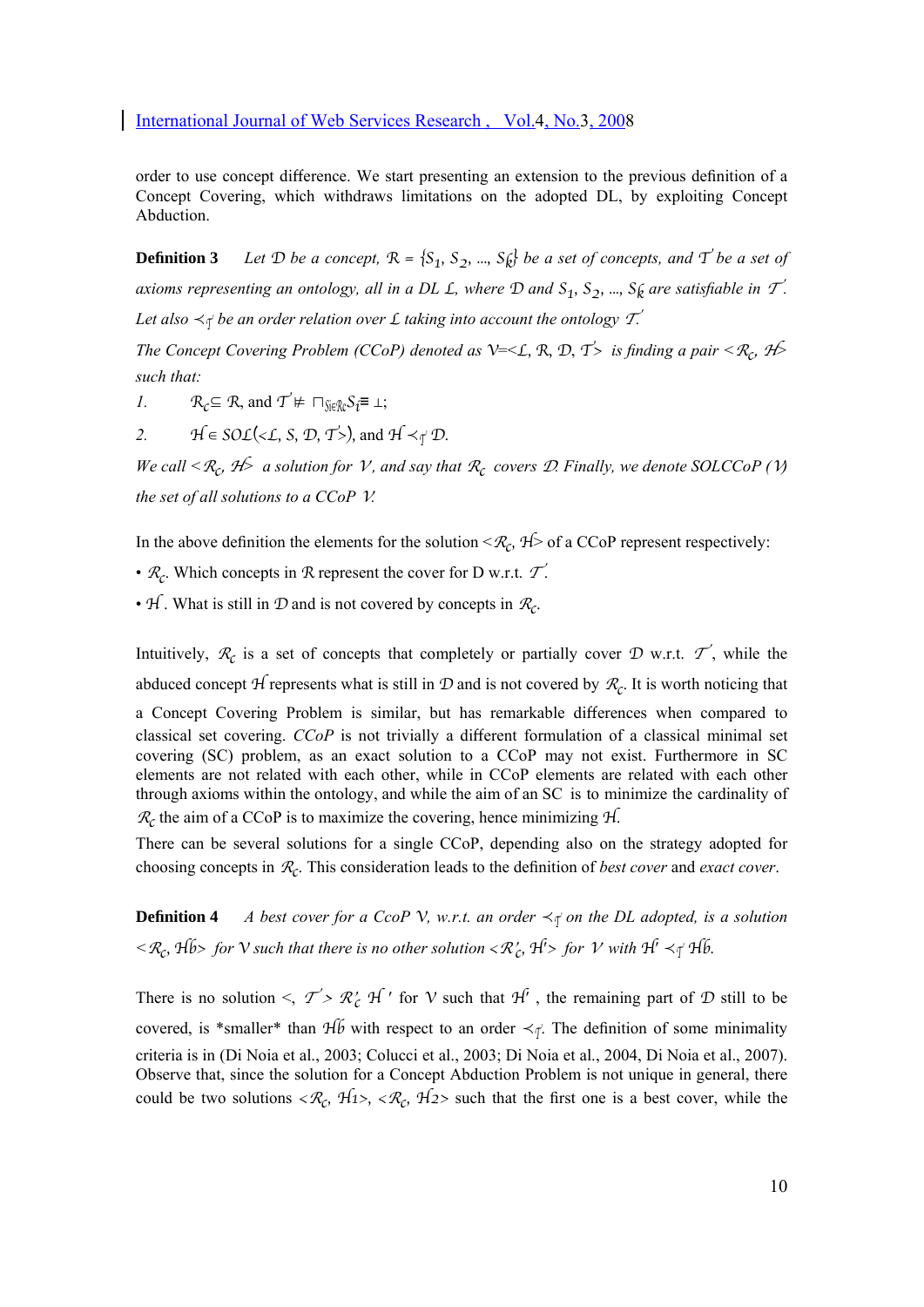order to use concept difference. We start presenting an extension to the previous definition of a Concept Covering, which withdraws limitations on the adopted DL, by exploiting Concept Abduction.

**Definition 3** *Let $\mathcal{D}$ be a concept, $\mathcal{R} = \{S_1, S_2, ..., S_k\}$ be a set of concepts, and $\mathcal{T}$ be a set of axioms representing an ontology, all in a DL $\mathcal{L}$, where $\mathcal{D}$ and $S_1, S_2, ..., S_k$ are satisfiable in $\mathcal{T}$. Let also $\prec_{\mathcal{T}}$ be an order relation over $\mathcal{L}$ taking into account the ontology $\mathcal{T}$.*

*The Concept Covering Problem (CCoP) denoted as $\mathcal{V}$=<$\mathcal{L}$, $\mathcal{R}$, $\mathcal{D}$, $\mathcal{T}$> is finding a pair <$\mathcal{R}_c$, $\mathcal{H}$> such that:*

1. $\mathcal{R}_c \subseteq \mathcal{R}$, and $\mathcal{T} \not\models \sqcap_{S_i \in \mathcal{R}_c} S_i \equiv \bot$;
2. $\mathcal{H} \in SOL(<\mathcal{L}, S, \mathcal{D}, \mathcal{T}>)$, and $\mathcal{H} \prec_{\mathcal{T}} \mathcal{D}$.

*We call <$\mathcal{R}_c$, $\mathcal{H}$> a solution for $\mathcal{V}$, and say that $\mathcal{R}_c$ covers $\mathcal{D}$. Finally, we denote SOLCCoP ($\mathcal{V}$) the set of all solutions to a CCoP $\mathcal{V}$.*

In the above definition the elements for the solution <$\mathcal{R}_c$, $\mathcal{H}$> of a CCoP represent respectively:

- $\mathcal{R}_c$. Which concepts in $\mathcal{R}$ represent the cover for D w.r.t. $\mathcal{T}$.
- $\mathcal{H}$. What is still in $\mathcal{D}$ and is not covered by concepts in $\mathcal{R}_c$.

Intuitively, $\mathcal{R}_c$ is a set of concepts that completely or partially cover $\mathcal{D}$ w.r.t. $\mathcal{T}$, while the abduced concept $\mathcal{H}$ represents what is still in $\mathcal{D}$ and is not covered by $\mathcal{R}_c$. It is worth noticing that a Concept Covering Problem is similar, but has remarkable differences when compared to classical set covering. *CCoP* is not trivially a different formulation of a classical minimal set covering (SC) problem, as an exact solution to a CCoP may not exist. Furthermore in SC elements are not related with each other, while in CCoP elements are related with each other through axioms within the ontology, and while the aim of an SC is to minimize the cardinality of $\mathcal{R}_c$ the aim of a CCoP is to maximize the covering, hence minimizing $\mathcal{H}$.

There can be several solutions for a single CCoP, depending also on the strategy adopted for choosing concepts in $\mathcal{R}_c$. This consideration leads to the definition of *best cover* and *exact cover*.

**Definition 4** *A best cover for a CcoP $\mathcal{V}$, w.r.t. an order $\prec_{\mathcal{T}}$ on the DL adopted, is a solution <$\mathcal{R}_c$, $\mathcal{H}_b$> for $\mathcal{V}$ such that there is no other solution <$\mathcal{R}'_c$, $\mathcal{H}'$> for $\mathcal{V}$ with $\mathcal{H}' \prec_{\mathcal{T}} \mathcal{H}_b$.*

There is no solution <, $\mathcal{T}$> $\mathcal{R}'_c$ $\mathcal{H}'$ for $\mathcal{V}$ such that $\mathcal{H}'$, the remaining part of $\mathcal{D}$ still to be covered, is *smaller* than $\mathcal{H}_b$ with respect to an order $\prec_{\mathcal{T}}$. The definition of some minimality criteria is in (Di Noia et al., 2003; Colucci et al., 2003; Di Noia et al., 2004, Di Noia et al., 2007). Observe that, since the solution for a Concept Abduction Problem is not unique in general, there could be two solutions <$\mathcal{R}_c$, $\mathcal{H}_1$>, <$\mathcal{R}_c$, $\mathcal{H}_2$> such that the first one is a best cover, while the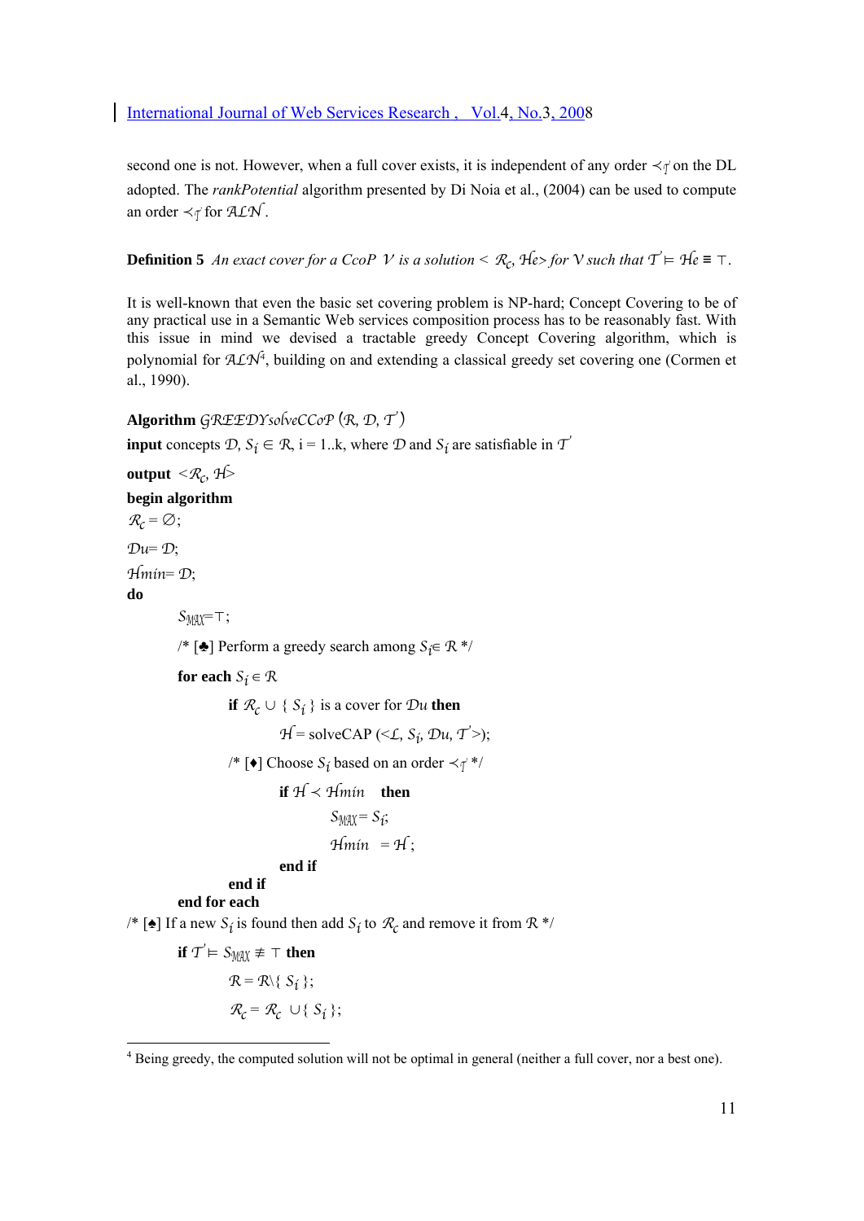second one is not. However, when a full cover exists, it is independent of any order $\prec_{\mathcal{T}'}$ on the DL adopted. The *rankPotential* algorithm presented by Di Noia et al., (2004) can be used to compute an order $\prec_{\mathcal{T}'}$ for $\mathcal{ALN}$.

**Definition 5** *An exact cover for a CcoP* $\mathcal{V}$ *is a solution* $<\mathcal{R}_c, \mathcal{H}e>$ *for* $\mathcal{V}$ *such that* $\mathcal{T}' \models \mathcal{H}e \equiv \top$.

It is well-known that even the basic set covering problem is NP-hard; Concept Covering to be of any practical use in a Semantic Web services composition process has to be reasonably fast. With this issue in mind we devised a tractable greedy Concept Covering algorithm, which is polynomial for $\mathcal{ALN}$[4], building on and extending a classical greedy set covering one (Cormen et al., 1990).

**Algorithm** $\mathcal{GREEDY}solveCCoP$ $(\mathcal{R}, \mathcal{D}, \mathcal{T}')$

**input** concepts $\mathcal{D}$, $S_i \in \mathcal{R}$, i = 1..k, where $\mathcal{D}$ and $S_i$ are satisfiable in $\mathcal{T}'$

**output** $<\mathcal{R}_c, \mathcal{H}>$

**begin algorithm**

$\mathcal{R}_c = \emptyset$;

$\mathcal{D}u = \mathcal{D}$;

$\mathcal{H}min = \mathcal{D}$;

**do**

  $S_{MAX} = \top$;

  /* [♣] Perform a greedy search among $S_i \in \mathcal{R}$ */

  **for each** $S_i \in \mathcal{R}$

    **if** $\mathcal{R}_c \cup \{ S_i \}$ is a cover for $\mathcal{D}u$ **then**

      $\mathcal{H}$ = solveCAP ($<\mathcal{L}, S_i, \mathcal{D}u, \mathcal{T}'>$);

    /* [♦] Choose $S_i$ based on an order $\prec_{\mathcal{T}'}$ */

      **if** $\mathcal{H} \prec \mathcal{H}min$ **then**

        $S_{MAX} = S_i$;

        $\mathcal{H}min = \mathcal{H}$;

      **end if**

    **end if**

  **end for each**

/* [♠] If a new $S_i$ is found then add $S_i$ to $\mathcal{R}_c$ and remove it from $\mathcal{R}$ */

  **if** $\mathcal{T}' \models S_{MAX} \not\equiv \top$ **then**

    $\mathcal{R} = \mathcal{R} \setminus \{ S_i \}$;

    $\mathcal{R}_c = \mathcal{R}_c \cup \{ S_i \}$;

---

[4] Being greedy, the computed solution will not be optimal in general (neither a full cover, nor a best one).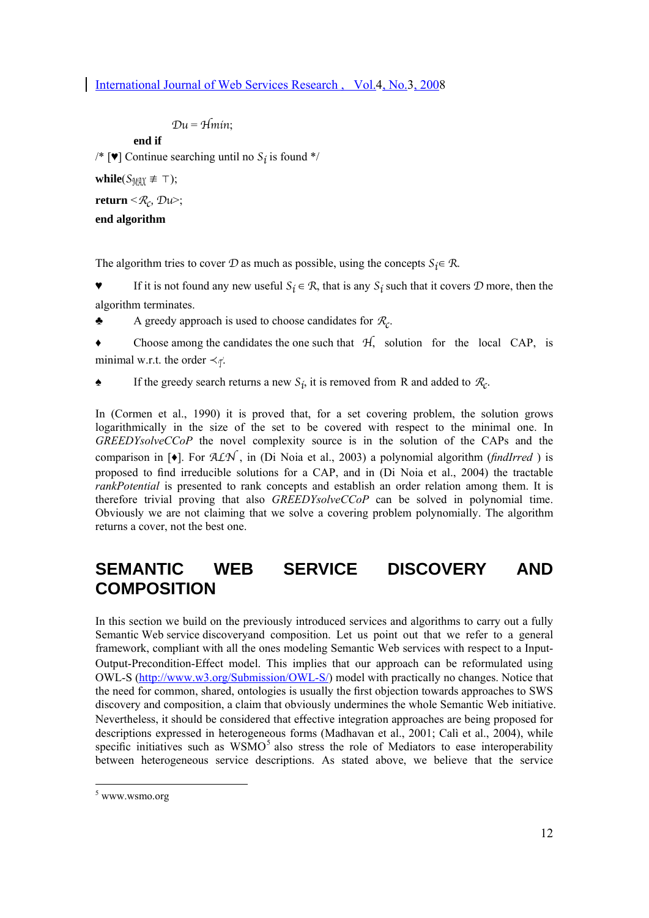$\mathcal{D}u = \mathcal{H}min$;

**end if**

/* [♥] Continue searching until no $S_i$ is found */

**while**($S_{MAX} \not\equiv \top$);

**return** <$\mathcal{R}_c$, $\mathcal{D}u$>;

**end algorithm**

The algorithm tries to cover $\mathcal{D}$ as much as possible, using the concepts $S_i \in \mathcal{R}$.

♥ If it is not found any new useful $S_i \in \mathcal{R}$, that is any $S_i$ such that it covers $\mathcal{D}$ more, then the algorithm terminates.

♣ A greedy approach is used to choose candidates for $\mathcal{R}_c$.

♦ Choose among the candidates the one such that $\mathcal{H}$, solution for the local CAP, is minimal w.r.t. the order $\prec_{\mathcal{T}}$.

♠ If the greedy search returns a new $S_i$, it is removed from R and added to $\mathcal{R}_c$.

In (Cormen et al., 1990) it is proved that, for a set covering problem, the solution grows logarithmically in the size of the set to be covered with respect to the minimal one. In *GREEDYsolveCCoP* the novel complexity source is in the solution of the CAPs and the comparison in [♦]. For $\mathcal{ALN}$, in (Di Noia et al., 2003) a polynomial algorithm (*findIrred* ) is proposed to find irreducible solutions for a CAP, and in (Di Noia et al., 2004) the tractable *rankPotential* is presented to rank concepts and establish an order relation among them. It is therefore trivial proving that also *GREEDYsolveCCoP* can be solved in polynomial time. Obviously we are not claiming that we solve a covering problem polynomially. The algorithm returns a cover, not the best one.

# SEMANTIC WEB SERVICE DISCOVERY AND COMPOSITION

In this section we build on the previously introduced services and algorithms to carry out a fully Semantic Web service discoveryand composition. Let us point out that we refer to a general framework, compliant with all the ones modeling Semantic Web services with respect to a Input-Output-Precondition-Effect model. This implies that our approach can be reformulated using OWL-S (http://www.w3.org/Submission/OWL-S/) model with practically no changes. Notice that the need for common, shared, ontologies is usually the first objection towards approaches to SWS discovery and composition, a claim that obviously undermines the whole Semantic Web initiative. Nevertheless, it should be considered that effective integration approaches are being proposed for descriptions expressed in heterogeneous forms (Madhavan et al., 2001; Calì et al., 2004), while specific initiatives such as WSMO[5] also stress the role of Mediators to ease interoperability between heterogeneous service descriptions. As stated above, we believe that the service

[5] www.wsmo.org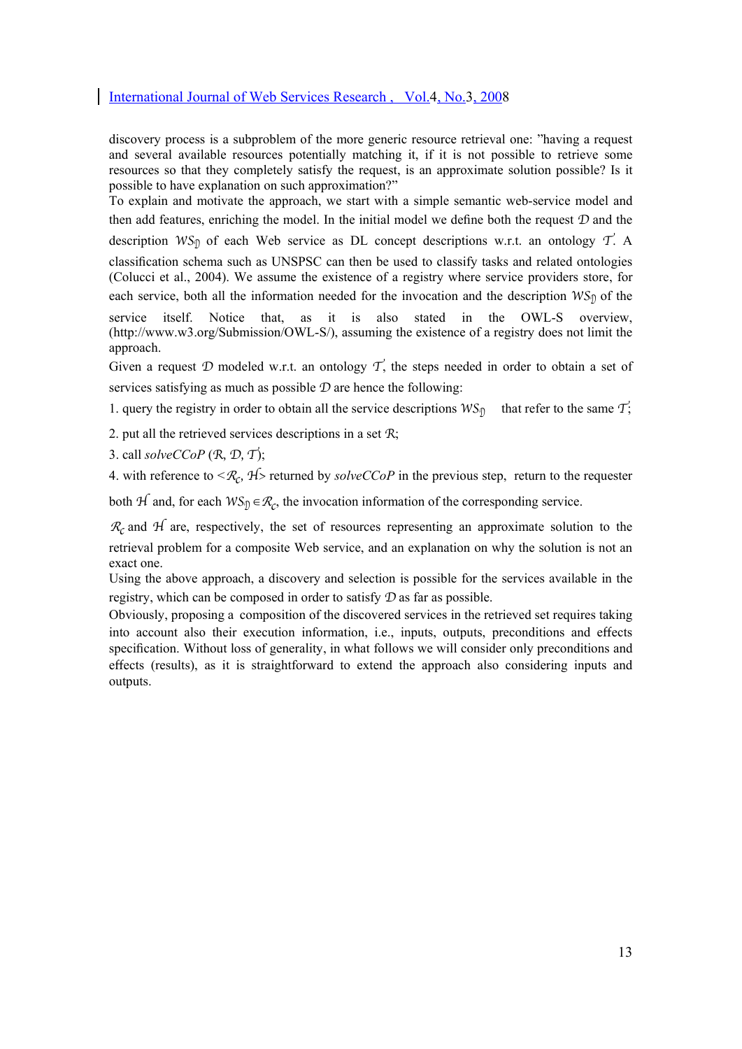discovery process is a subproblem of the more generic resource retrieval one: "having a request and several available resources potentially matching it, if it is not possible to retrieve some resources so that they completely satisfy the request, is an approximate solution possible? Is it possible to have explanation on such approximation?"

To explain and motivate the approach, we start with a simple semantic web-service model and then add features, enriching the model. In the initial model we define both the request $\mathcal{D}$ and the description $\mathcal{WS}_{\mathbb{D}}$ of each Web service as DL concept descriptions w.r.t. an ontology $\mathcal{T}$. A classification schema such as UNSPSC can then be used to classify tasks and related ontologies (Colucci et al., 2004). We assume the existence of a registry where service providers store, for each service, both all the information needed for the invocation and the description $\mathcal{WS}_{\mathbb{D}}$ of the service itself. Notice that, as it is also stated in the OWL-S overview, (http://www.w3.org/Submission/OWL-S/), assuming the existence of a registry does not limit the approach.

Given a request $\mathcal{D}$ modeled w.r.t. an ontology $\mathcal{T}$, the steps needed in order to obtain a set of services satisfying as much as possible $\mathcal{D}$ are hence the following:

1. query the registry in order to obtain all the service descriptions $\mathcal{WS}_{\mathbb{D}}$ that refer to the same $\mathcal{T}$;

2. put all the retrieved services descriptions in a set $\mathcal{R}$;

3. call *solveCCoP* ($\mathcal{R}$, $\mathcal{D}$, $\mathcal{T}$);

4. with reference to $<\mathcal{R}_c, \mathcal{H}>$ returned by *solveCCoP* in the previous step, return to the requester both $\mathcal{H}$ and, for each $\mathcal{WS}_{\mathbb{D}} \in \mathcal{R}_c$, the invocation information of the corresponding service.

$\mathcal{R}_c$ and $\mathcal{H}$ are, respectively, the set of resources representing an approximate solution to the retrieval problem for a composite Web service, and an explanation on why the solution is not an exact one.

Using the above approach, a discovery and selection is possible for the services available in the registry, which can be composed in order to satisfy $\mathcal{D}$ as far as possible.

Obviously, proposing a composition of the discovered services in the retrieved set requires taking into account also their execution information, i.e., inputs, outputs, preconditions and effects specification. Without loss of generality, in what follows we will consider only preconditions and effects (results), as it is straightforward to extend the approach also considering inputs and outputs.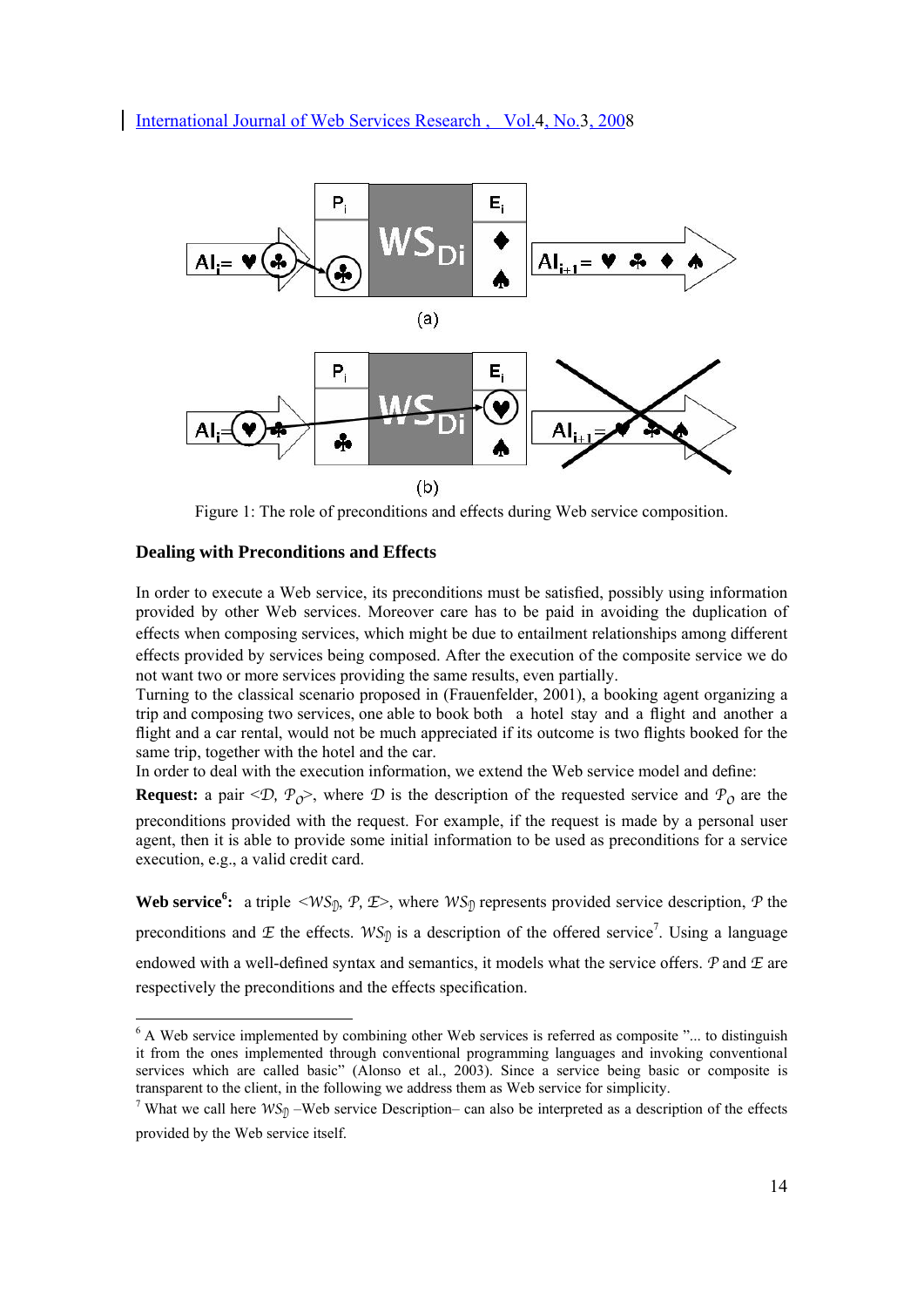Figure 1: The role of preconditions and effects during Web service composition.

### Dealing with Preconditions and Effects

In order to execute a Web service, its preconditions must be satisfied, possibly using information provided by other Web services. Moreover care has to be paid in avoiding the duplication of effects when composing services, which might be due to entailment relationships among different effects provided by services being composed. After the execution of the composite service we do not want two or more services providing the same results, even partially.

Turning to the classical scenario proposed in (Frauenfelder, 2001), a booking agent organizing a trip and composing two services, one able to book both a hotel stay and a flight and another a flight and a car rental, would not be much appreciated if its outcome is two flights booked for the same trip, together with the hotel and the car.

In order to deal with the execution information, we extend the Web service model and define:

**Request:** a pair $<\mathcal{D}, \mathcal{P}_O>$, where $\mathcal{D}$ is the description of the requested service and $\mathcal{P}_O$ are the preconditions provided with the request. For example, if the request is made by a personal user agent, then it is able to provide some initial information to be used as preconditions for a service execution, e.g., a valid credit card.

**Web service[6]:** a triple $<WS_{\mathcal{D}}, \mathcal{P}, \mathcal{E}>$, where $WS_{\mathcal{D}}$ represents provided service description, $\mathcal{P}$ the preconditions and $\mathcal{E}$ the effects. $WS_{\mathcal{D}}$ is a description of the offered service[7]. Using a language endowed with a well-defined syntax and semantics, it models what the service offers. $\mathcal{P}$ and $\mathcal{E}$ are respectively the preconditions and the effects specification.

---

[6] A Web service implemented by combining other Web services is referred as composite "... to distinguish it from the ones implemented through conventional programming languages and invoking conventional services which are called basic" (Alonso et al., 2003). Since a service being basic or composite is transparent to the client, in the following we address them as Web service for simplicity.

[7] What we call here $WS_{\mathcal{D}}$ –Web service Description– can also be interpreted as a description of the effects provided by the Web service itself.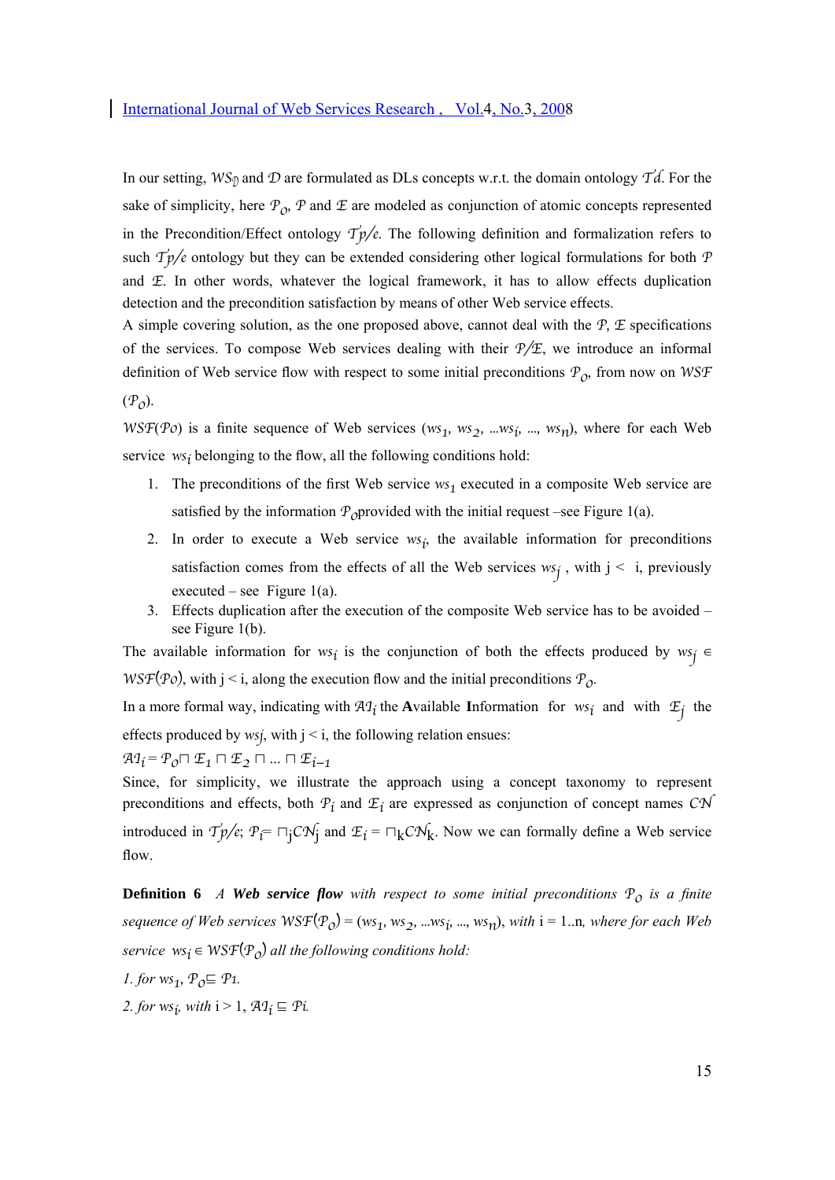In our setting, $WS_{\mathcal{D}}$ and $\mathcal{D}$ are formulated as DLs concepts w.r.t. the domain ontology $\mathcal{T}d$. For the sake of simplicity, here $\mathcal{P}_O$, $\mathcal{P}$ and $\mathcal{E}$ are modeled as conjunction of atomic concepts represented in the Precondition/Effect ontology $\mathcal{T}p/e$. The following definition and formalization refers to such $\mathcal{T}p/e$ ontology but they can be extended considering other logical formulations for both $\mathcal{P}$ and $\mathcal{E}$. In other words, whatever the logical framework, it has to allow effects duplication detection and the precondition satisfaction by means of other Web service effects.

A simple covering solution, as the one proposed above, cannot deal with the $\mathcal{P}$, $\mathcal{E}$ specifications of the services. To compose Web services dealing with their $\mathcal{P}/\mathcal{E}$, we introduce an informal definition of Web service flow with respect to some initial preconditions $\mathcal{P}_O$, from now on $WSF$ ($\mathcal{P}_O$).

$WSF(\mathcal{P}o)$ is a finite sequence of Web services ($ws_1$, $ws_2$, ...$ws_i$, ..., $ws_n$), where for each Web service $ws_i$ belonging to the flow, all the following conditions hold:

1. The preconditions of the first Web service $ws_1$ executed in a composite Web service are satisfied by the information $\mathcal{P}_O$provided with the initial request –see Figure 1(a).
2. In order to execute a Web service $ws_i$, the available information for preconditions satisfaction comes from the effects of all the Web services $ws_j$ , with j < i, previously executed – see Figure 1(a).
3. Effects duplication after the execution of the composite Web service has to be avoided – see Figure 1(b).

The available information for $ws_i$ is the conjunction of both the effects produced by $ws_j \in WSF(\mathcal{P}o)$, with j < i, along the execution flow and the initial preconditions $\mathcal{P}_O$.

In a more formal way, indicating with $\mathcal{AI}_i$ the **A**vailable **I**nformation for $ws_i$ and with $\mathcal{E}_j$ the effects produced by $ws_j$, with j < i, the following relation ensues:

$\mathcal{AI}_i = \mathcal{P}_O \sqcap \mathcal{E}_1 \sqcap \mathcal{E}_2 \sqcap \ldots \sqcap \mathcal{E}_{i-1}$

Since, for simplicity, we illustrate the approach using a concept taxonomy to represent preconditions and effects, both $\mathcal{P}_i$ and $\mathcal{E}_i$ are expressed as conjunction of concept names $\mathcal{CN}$ introduced in $\mathcal{T}p/e$; $\mathcal{P}_i = \sqcap_j \mathcal{CN}_j$ and $\mathcal{E}_i = \sqcap_k \mathcal{CN}_k$. Now we can formally define a Web service flow.

**Definition 6** *A* ***Web service flow*** *with respect to some initial preconditions* $\mathcal{P}_O$ *is a finite sequence of Web services* $WSF(\mathcal{P}_O) = (ws_1, ws_2, \ldots ws_i, \ldots, ws_n)$, *with* i = 1..n, *where for each Web service* $ws_i \in WSF(\mathcal{P}_O)$ *all the following conditions hold:*

*1. for* $ws_1$, $\mathcal{P}_O \sqsubseteq \mathcal{P}_1$.

*2. for* $ws_i$, *with* i > 1, $\mathcal{AI}_i \sqsubseteq \mathcal{P}_i$.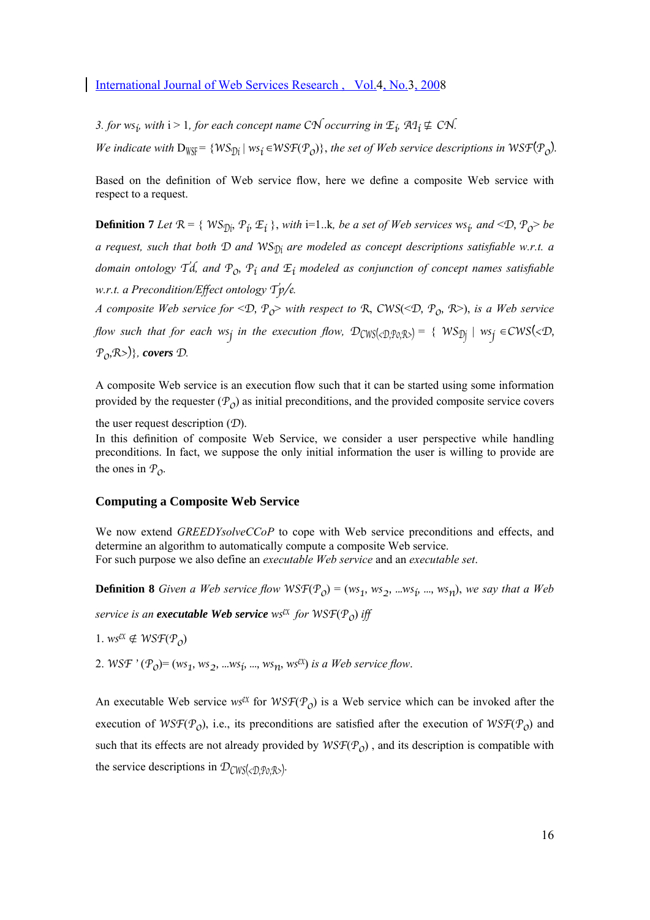3. *for* $ws_i$, *with* i > 1, *for each concept name* $\mathcal{CN}$ *occurring in* $\mathcal{E}_i$, $\mathcal{AI}_i \not\sqsubseteq \mathcal{CN}$.

*We indicate with* $D_{WSF} = \{WS_{\mathcal{D}i} \mid ws_i \in \mathcal{WSF}(\mathcal{P}_O)\}$, *the set of Web service descriptions in* $\mathcal{WSF}(\mathcal{P}_O)$.

Based on the definition of Web service flow, here we define a composite Web service with respect to a request.

**Definition 7** *Let* $\mathcal{R} = \{ WS_{\mathcal{D}i}, \mathcal{P}_i, \mathcal{E}_i \}$, *with* i=1..k, *be a set of Web services* $ws_i$, *and* $<\mathcal{D}, \mathcal{P}_O>$ *be a request, such that both* $\mathcal{D}$ *and* $WS_{\mathcal{D}i}$ *are modeled as concept descriptions satisfiable w.r.t. a domain ontology* $\mathcal{T}d$, *and* $\mathcal{P}_O$, $\mathcal{P}_i$ *and* $\mathcal{E}_i$ *modeled as conjunction of concept names satisfiable w.r.t. a Precondition/Effect ontology* $\mathcal{T}p/e$.

*A composite Web service for* $<\mathcal{D}, \mathcal{P}_O>$ *with respect to* $\mathcal{R}$, $CWS(<\mathcal{D}, \mathcal{P}_O, \mathcal{R}>)$, *is a Web service flow such that for each* $ws_j$ *in the execution flow,* $\mathcal{D}_{CWS(<\mathcal{D},\mathcal{P}_O,\mathcal{R}>)} = \{ WS_{\mathcal{D}j} \mid ws_j \in CWS(<\mathcal{D}, \mathcal{P}_O,\mathcal{R}>)\}$, ***covers*** $\mathcal{D}$.

A composite Web service is an execution flow such that it can be started using some information provided by the requester ($\mathcal{P}_O$) as initial preconditions, and the provided composite service covers the user request description ($\mathcal{D}$).

In this definition of composite Web Service, we consider a user perspective while handling preconditions. In fact, we suppose the only initial information the user is willing to provide are the ones in $\mathcal{P}_O$.

## Computing a Composite Web Service

We now extend *GREEDYsolveCCoP* to cope with Web service preconditions and effects, and determine an algorithm to automatically compute a composite Web service.

For such purpose we also define an *executable Web service* and an *executable set*.

**Definition 8** *Given a Web service flow* $\mathcal{WSF}(\mathcal{P}_O) = (ws_1, ws_2, \ldots ws_i, \ldots, ws_n)$, *we say that a Web service is an* ***executable Web service*** $ws^{ex}$ *for* $\mathcal{WSF}(\mathcal{P}_O)$ *iff*

1. $ws^{ex} \notin \mathcal{WSF}(\mathcal{P}_O)$

2. $\mathcal{WSF}'(\mathcal{P}_O) = (ws_1, ws_2, \ldots ws_i, \ldots, ws_n, ws^{ex})$ *is a Web service flow*.

An executable Web service $ws^{ex}$ for $\mathcal{WSF}(\mathcal{P}_O)$ is a Web service which can be invoked after the execution of $\mathcal{WSF}(\mathcal{P}_O)$, i.e., its preconditions are satisfied after the execution of $\mathcal{WSF}(\mathcal{P}_O)$ and such that its effects are not already provided by $\mathcal{WSF}(\mathcal{P}_O)$ , and its description is compatible with the service descriptions in $\mathcal{D}_{CWS(<\mathcal{D},\mathcal{P}_O,\mathcal{R}>)}$.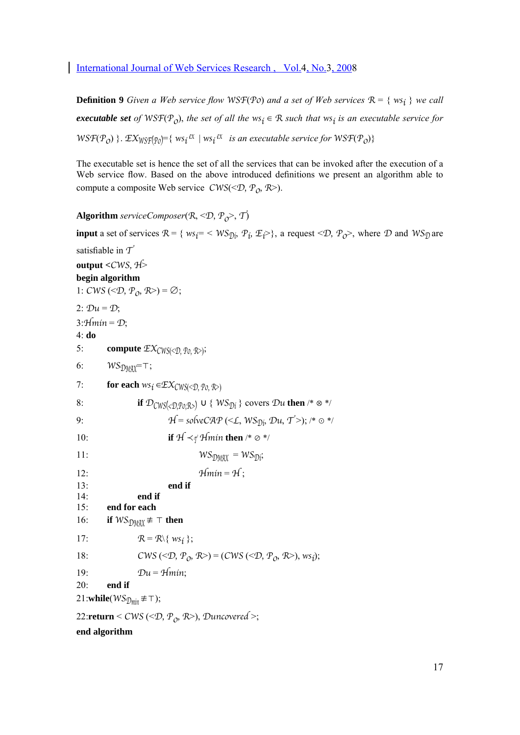**Definition 9** *Given a Web service flow* $\mathcal{WSF}(\mathcal{P}o)$ *and a set of Web services* $\mathcal{R} = \{ ws_i \}$ *we call* ***executable set*** *of* $\mathcal{WSF}(\mathcal{P}_O)$*, the set of all the* $ws_i \in \mathcal{R}$ *such that* $ws_i$ *is an executable service for* $\mathcal{WSF}(\mathcal{P}_O)$ *}.* $\mathcal{EX}_{\mathcal{WSF}(\mathcal{P}o)}=\{ ws_i^{ex} \mid ws_i^{ex}$ *is an executable service for* $\mathcal{WSF}(\mathcal{P}_O)\}$

The executable set is hence the set of all the services that can be invoked after the execution of a Web service flow. Based on the above introduced definitions we present an algorithm able to compute a composite Web service $CWS(<\mathcal{D}, \mathcal{P}_O, \mathcal{R}>)$.

**Algorithm** *serviceComposer*($\mathcal{R}$, $<\mathcal{D}, \mathcal{P}_O>$, $\mathcal{T}$)

**input** a set of services $\mathcal{R} = \{ ws_i = < \mathcal{WS}_{\mathcal{D}i}, \mathcal{P}_i, \mathcal{E}_i > \}$, a request $<\mathcal{D}, \mathcal{P}_O>$, where $\mathcal{D}$ and $\mathcal{WS}_{\mathcal{D}}$ are satisfiable in $\mathcal{T}$

**output** $<CWS, \mathcal{H}>$

**begin algorithm**

1: $CWS (<\mathcal{D}, \mathcal{P}_O, \mathcal{R}>) = \emptyset$;

2: $\mathcal{D}u = \mathcal{D}$;

3: $\mathcal{H}min = \mathcal{D}$;

4: **do**

5: &emsp;&emsp;**compute** $\mathcal{EX}_{CWS(<\mathcal{D}, \mathcal{P}o, \mathcal{R}>)}$;

6: &emsp;&emsp;$\mathcal{WS}_{\mathcal{D}MAX} = \top$;

7: &emsp;&emsp;**for each** $ws_i \in \mathcal{EX}_{CWS(<\mathcal{D}, \mathcal{P}o, \mathcal{R}>)}$

8: &emsp;&emsp;&emsp;&emsp;**if** $\mathcal{D}_{CWS(<\mathcal{D},\mathcal{P}o,\mathcal{R}>)} \cup \{ \mathcal{WS}_{\mathcal{D}i} \}$ covers $\mathcal{D}u$ **then** /* $\otimes$ */

9: &emsp;&emsp;&emsp;&emsp;&emsp;&emsp;$\mathcal{H} = solveCAP\ (<\mathcal{L}, \mathcal{WS}_{\mathcal{D}i}, \mathcal{D}u, \mathcal{T}>)$; /* $\odot$ */

10: &emsp;&emsp;&emsp;&emsp;&emsp;&emsp;**if** $\mathcal{H} \prec_{\mathcal{T}} \mathcal{H}min$ **then** /* $\oslash$ */

11: &emsp;&emsp;&emsp;&emsp;&emsp;&emsp;&emsp;&emsp;$\mathcal{WS}_{\mathcal{D}MAX} = \mathcal{WS}_{\mathcal{D}i}$;

12: &emsp;&emsp;&emsp;&emsp;&emsp;&emsp;&emsp;&emsp;$\mathcal{H}min = \mathcal{H}$;

13: &emsp;&emsp;&emsp;&emsp;&emsp;&emsp;**end if**

14: &emsp;&emsp;&emsp;&emsp;**end if**

15: &emsp;&emsp;**end for each**

16: &emsp;&emsp;**if** $\mathcal{WS}_{\mathcal{D}MAX} \not\equiv \top$ **then**

17: &emsp;&emsp;&emsp;&emsp;$\mathcal{R} = \mathcal{R} \setminus \{ ws_i \}$;

18: &emsp;&emsp;&emsp;&emsp;$CWS (<\mathcal{D}, \mathcal{P}_O, \mathcal{R}>) = (CWS (<\mathcal{D}, \mathcal{P}_O, \mathcal{R}>), ws_i)$;

19: &emsp;&emsp;&emsp;&emsp;$\mathcal{D}u = \mathcal{H}min$;

20: &emsp;&emsp;**end if**

21: **while**($\mathcal{WS}_{\mathcal{D}min} \not\equiv \top$);

22: **return** $< CWS (<\mathcal{D}, \mathcal{P}_O, \mathcal{R}>), \mathcal{D}uncovered >$;

**end algorithm**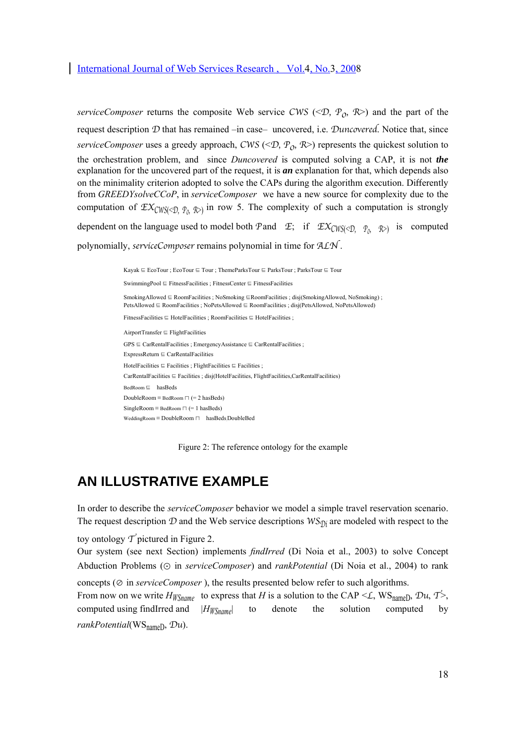*serviceComposer* returns the composite Web service $CWS$ ($<\mathcal{D}, \mathcal{P}_O, \mathcal{R}>$) and the part of the request description $\mathcal{D}$ that has remained –in case– uncovered, i.e. $\mathcal{D}uncovered$. Notice that, since *serviceComposer* uses a greedy approach, $CWS$ ($<\mathcal{D}, \mathcal{P}_O, \mathcal{R}>$) represents the quickest solution to the orchestration problem, and since *Duncovered* is computed solving a CAP, it is not ***the*** explanation for the uncovered part of the request, it is ***an*** explanation for that, which depends also on the minimality criterion adopted to solve the CAPs during the algorithm execution. Differently from *GREEDYsolveCCoP*, in *serviceComposer* we have a new source for complexity due to the computation of $\mathcal{EX}_{CWS(<\mathcal{D}, \mathcal{P}_0, \mathcal{R}>)}$ in row 5. The complexity of such a computation is strongly dependent on the language used to model both $\mathcal{P}$ and $\mathcal{E}$; if $\mathcal{EX}_{CWS(<\mathcal{D}, \mathcal{P}_0, \mathcal{R}>)}$ is computed polynomially, *serviceComposer* remains polynomial in time for $\mathcal{ALN}$.

Kayak ⊑ EcoTour ; EcoTour ⊑ Tour ; ThemeParksTour ⊑ ParksTour ; ParksTour ⊑ Tour

SwimmingPool ⊑ FitnessFacilities ; FitnessCenter ⊑ FitnessFacilities

SmokingAllowed ⊑ RoomFacilities ; NoSmoking ⊑RoomFacilities ; disj(SmokingAllowed, NoSmoking) ;
PetsAllowed ⊑ RoomFacilities ; NoPetsAllowed ⊑ RoomFacilities ; disj(PetsAllowed, NoPetsAllowed)

FitnessFacilities ⊑ HotelFacilities ; RoomFacilities ⊑ HotelFacilities ;

AirportTransfer ⊑ FlightFacilities

GPS ⊑ CarRentalFacilities ; EmergencyAssistance ⊑ CarRentalFacilities ;

ExpressReturn ⊑ CarRentalFacilities

HotelFacilities ⊑ Facilities ; FlightFacilities ⊑ Facilities ;

CarRentalFacilities ⊑ Facilities ; disj(HotelFacilities, FlightFacilities,CarRentalFacilities)

BedRoom ⊑ hasBeds

DoubleRoom ≡ BedRoom ⊓ (= 2 hasBeds)

SingleRoom ≡ BedRoom ⊓ (= 1 hasBeds)

WeddingRoom ≡ DoubleRoom ⊓ hasBeds DoubleBed

Figure 2: The reference ontology for the example

## AN ILLUSTRATIVE EXAMPLE

In order to describe the *serviceComposer* behavior we model a simple travel reservation scenario. The request description $\mathcal{D}$ and the Web service descriptions $WS_{\mathcal{D}i}$ are modeled with respect to the toy ontology $\mathcal{T}'$ pictured in Figure 2.

Our system (see next Section) implements *findIrred* (Di Noia et al., 2003) to solve Concept Abduction Problems (⊙ in *serviceComposer*) and *rankPotential* (Di Noia et al., 2004) to rank concepts (⊘ in *serviceComposer* ), the results presented below refer to such algorithms.

From now on we write $H_{WSname}$ to express that $H$ is a solution to the CAP $<\mathcal{L}, WS_{nameD}, \mathcal{D}u, \mathcal{T}'>$, computed using findIrred and $|H_{WSname}|$ to denote the solution computed by *rankPotential*($WS_{nameD}$, $\mathcal{D}u$).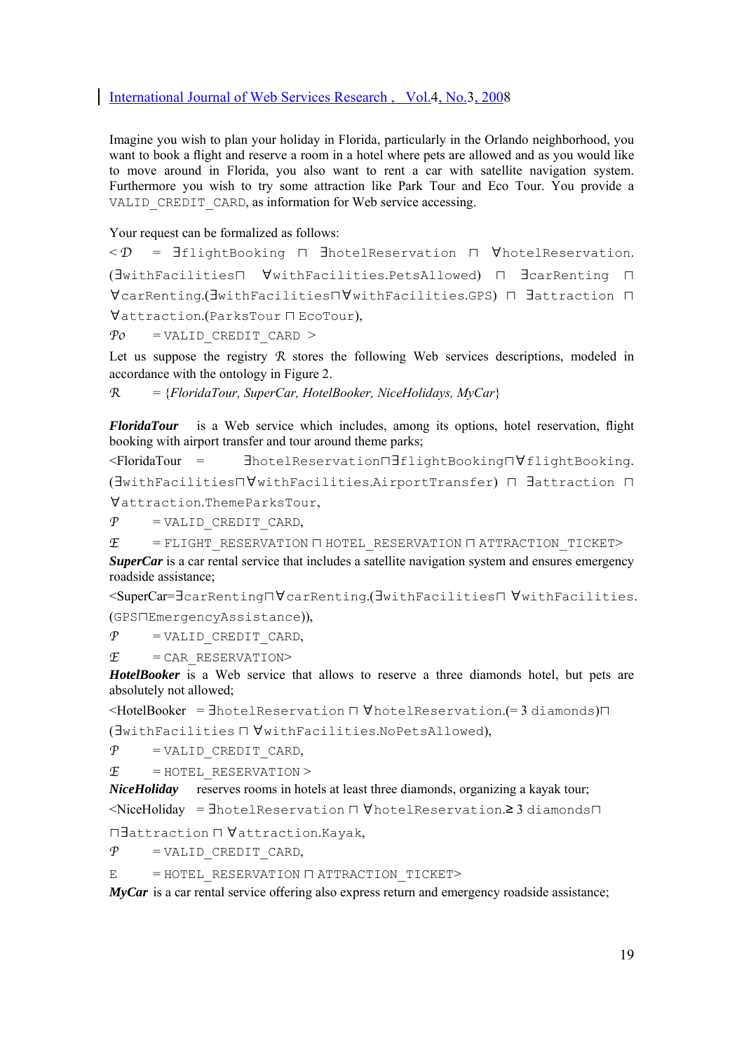Imagine you wish to plan your holiday in Florida, particularly in the Orlando neighborhood, you want to book a flight and reserve a room in a hotel where pets are allowed and as you would like to move around in Florida, you also want to rent a car with satellite navigation system. Furthermore you wish to try some attraction like Park Tour and Eco Tour. You provide a VALID_CREDIT_CARD, as information for Web service accessing.

Your request can be formalized as follows:

$<\mathcal{D}$ = ∃flightBooking ⊓ ∃hotelReservation ⊓ ∀hotelReservation.(∃withFacilities⊓ ∀withFacilities.PetsAllowed) ⊓ ∃carRenting ⊓ ∀carRenting.(∃withFacilities⊓∀withFacilities.GPS) ⊓ ∃attraction ⊓ ∀attraction.(ParksTour ⊓ EcoTour),

$\mathcal{P}o$ = VALID_CREDIT_CARD >

Let us suppose the registry $\mathcal{R}$ stores the following Web services descriptions, modeled in accordance with the ontology in Figure 2.

$\mathcal{R}$ = {*FloridaTour, SuperCar, HotelBooker, NiceHolidays, MyCar*}

***FloridaTour*** is a Web service which includes, among its options, hotel reservation, flight booking with airport transfer and tour around theme parks;

<FloridaTour = ∃hotelReservation⊓∃flightBooking⊓∀flightBooking.(∃withFacilities⊓∀withFacilities.AirportTransfer) ⊓ ∃attraction ⊓ ∀attraction.ThemeParksTour,

$\mathcal{P}$ = VALID_CREDIT_CARD,

$\mathcal{E}$ = FLIGHT_RESERVATION ⊓ HOTEL_RESERVATION ⊓ ATTRACTION_TICKET>

***SuperCar*** is a car rental service that includes a satellite navigation system and ensures emergency roadside assistance;

<SuperCar=∃carRenting⊓∀carRenting.(∃withFacilities⊓ ∀withFacilities.(GPS⊓EmergencyAssistance)),

$\mathcal{P}$ = VALID_CREDIT_CARD,

$\mathcal{E}$ = CAR_RESERVATION>

***HotelBooker*** is a Web service that allows to reserve a three diamonds hotel, but pets are absolutely not allowed;

<HotelBooker = ∃hotelReservation ⊓ ∀hotelReservation.(= 3 diamonds)⊓ (∃withFacilities ⊓ ∀withFacilities.NoPetsAllowed),

$\mathcal{P}$ = VALID_CREDIT_CARD,

$\mathcal{E}$ = HOTEL_RESERVATION >

***NiceHoliday*** reserves rooms in hotels at least three diamonds, organizing a kayak tour;

<NiceHoliday = ∃hotelReservation ⊓ ∀hotelReservation.≥ 3 diamonds⊓ ⊓∃attraction ⊓ ∀attraction.Kayak,

$\mathcal{P}$ = VALID_CREDIT_CARD,

E = HOTEL_RESERVATION ⊓ ATTRACTION_TICKET>

***MyCar*** is a car rental service offering also express return and emergency roadside assistance;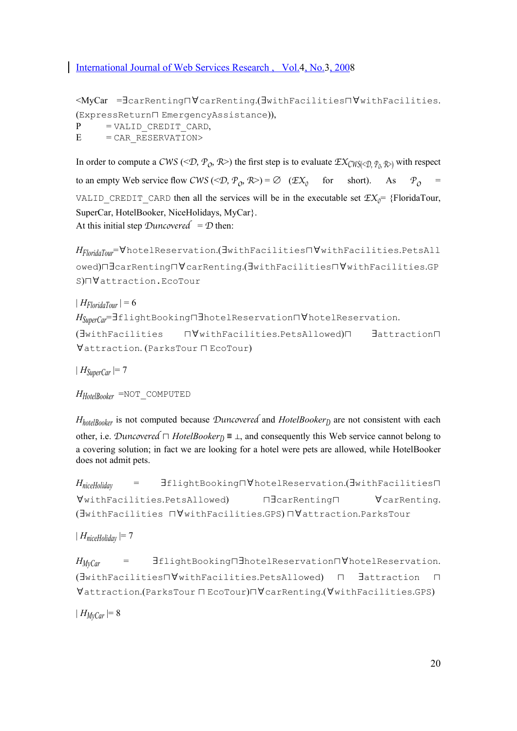<MyCar =∃carRenting⊓∀carRenting.(∃withFacilities⊓∀withFacilities.(ExpressReturn⊓ EmergencyAssistance)),
P = VALID_CREDIT_CARD,
E = CAR_RESERVATION>

In order to compute a *CWS* (<$\mathcal{D}$, $\mathcal{P}_O$, $\mathcal{R}$>) the first step is to evaluate $\mathcal{EX}_{CWS(<\mathcal{D}, \mathcal{P}_O, \mathcal{R}>)}$ with respect to an empty Web service flow *CWS* (<$\mathcal{D}$, $\mathcal{P}_O$, $\mathcal{R}$>) = ∅ ($\mathcal{EX}_0$ for short). As $\mathcal{P}_O$ = VALID_CREDIT_CARD then all the services will be in the executable set $\mathcal{EX}_0$= {FloridaTour, SuperCar, HotelBooker, NiceHolidays, MyCar}.
At this initial step $\mathcal{D}uncovered$ = $\mathcal{D}$ then:

$H_{FloridaTour}$=∀hotelReservation.(∃withFacilities⊓∀withFacilities.PetsAllowed)⊓∃carRenting⊓∀carRenting.(∃withFacilities⊓∀withFacilities.GPS)⊓∀attraction.EcoTour

| $H_{FloridaTour}$ | = 6

$H_{SuperCar}$=∃flightBooking⊓∃hotelReservation⊓∀hotelReservation.(∃withFacilities ⊓∀withFacilities.PetsAllowed)⊓ ∃attraction⊓ ∀attraction. (ParksTour ⊓ EcoTour)

| $H_{SuperCar}$ |= 7

$H_{HotelBooker}$ =NOT_COMPUTED

$H_{hotelBooker}$ is not computed because $\mathcal{D}uncovered$ and $HotelBooker_{\mathcal{D}}$ are not consistent with each other, i.e. $\mathcal{D}uncovered$ ⊓ $HotelBooker_{\mathcal{D}}$ ≡ ⊥, and consequently this Web service cannot belong to a covering solution; in fact we are looking for a hotel were pets are allowed, while HotelBooker does not admit pets.

$H_{niceHoliday}$ = ∃flightBooking⊓∀hotelReservation.(∃withFacilities⊓∀withFacilities.PetsAllowed) ⊓∃carRenting⊓ ∀carRenting.(∃withFacilities ⊓∀withFacilities.GPS) ⊓∀attraction.ParksTour

| $H_{niceHoliday}$ |= 7

$H_{MyCar}$ = ∃flightBooking⊓∃hotelReservation⊓∀hotelReservation.(∃withFacilities⊓∀withFacilities.PetsAllowed) ⊓ ∃attraction ⊓ ∀attraction.(ParksTour ⊓ EcoTour)⊓∀carRenting.(∀withFacilities.GPS)

| $H_{MyCar}$ |= 8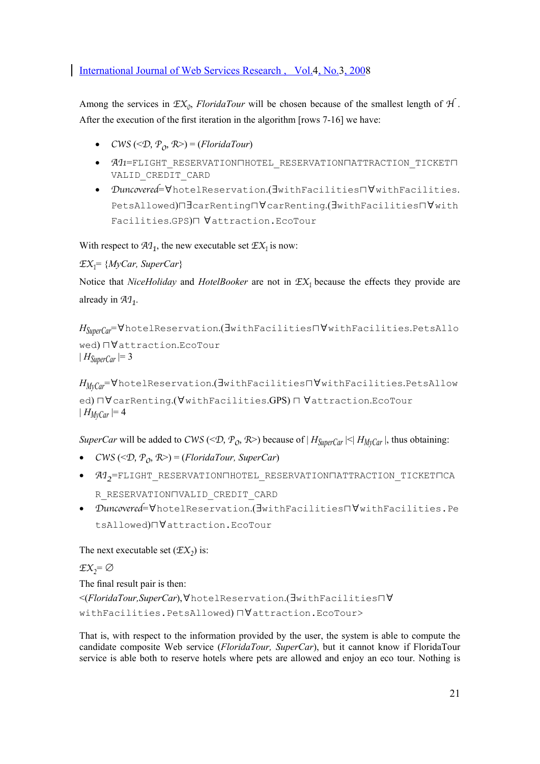Among the services in $\mathcal{EX}_0$, *FloridaTour* will be chosen because of the smallest length of $\mathcal{H}$. After the execution of the first iteration in the algorithm [rows 7-16] we have:

- *CWS* (<$\mathcal{D}$, $\mathcal{P}_O$, $\mathcal{R}$>) = (*FloridaTour*)
- $\mathcal{AI}_1$=FLIGHT_RESERVATION⊓HOTEL_RESERVATION⊓ATTRACTION_TICKET⊓VALID_CREDIT_CARD
- $\mathcal{D}uncovered$=∀hotelReservation.(∃withFacilities⊓∀withFacilities.PetsAllowed)⊓∃carRenting⊓∀carRenting.(∃withFacilities⊓∀withFacilities.GPS)⊓ ∀attraction.EcoTour

With respect to $\mathcal{AI}_1$, the new executable set $\mathcal{EX}_1$ is now:

$\mathcal{EX}_1$= {*MyCar, SuperCar*}

Notice that *NiceHoliday* and *HotelBooker* are not in $\mathcal{EX}_1$ because the effects they provide are already in $\mathcal{AI}_1$.

$H_{SuperCar}$=∀hotelReservation.(∃withFacilities⊓∀withFacilities.PetsAllowed) ⊓∀attraction.EcoTour
$|H_{SuperCar}|$= 3

$H_{MyCar}$=∀hotelReservation.(∃withFacilities⊓∀withFacilities.PetsAllowed) ⊓∀carRenting.(∀withFacilities.GPS) ⊓ ∀attraction.EcoTour
$|H_{MyCar}|$= 4

*SuperCar* will be added to *CWS* (<$\mathcal{D}$, $\mathcal{P}_O$, $\mathcal{R}$>) because of $|H_{SuperCar}| < |H_{MyCar}|$, thus obtaining:

- *CWS* (<$\mathcal{D}$, $\mathcal{P}_O$, $\mathcal{R}$>) = (*FloridaTour, SuperCar*)
- $\mathcal{AI}_2$=FLIGHT_RESERVATION⊓HOTEL_RESERVATION⊓ATTRACTION_TICKET⊓CAR_RESERVATION⊓VALID_CREDIT_CARD
- $\mathcal{D}uncovered$=∀hotelReservation.(∃withFacilities⊓∀withFacilities.PetsAllowed)⊓∀attraction.EcoTour

The next executable set ($\mathcal{EX}_2$) is:

$\mathcal{EX}_2$= ∅

The final result pair is then:

<(*FloridaTour,SuperCar*),∀hotelReservation.(∃withFacilities⊓∀withFacilities.PetsAllowed) ⊓∀attraction.EcoTour>

That is, with respect to the information provided by the user, the system is able to compute the candidate composite Web service (*FloridaTour, SuperCar*), but it cannot know if FloridaTour service is able both to reserve hotels where pets are allowed and enjoy an eco tour. Nothing is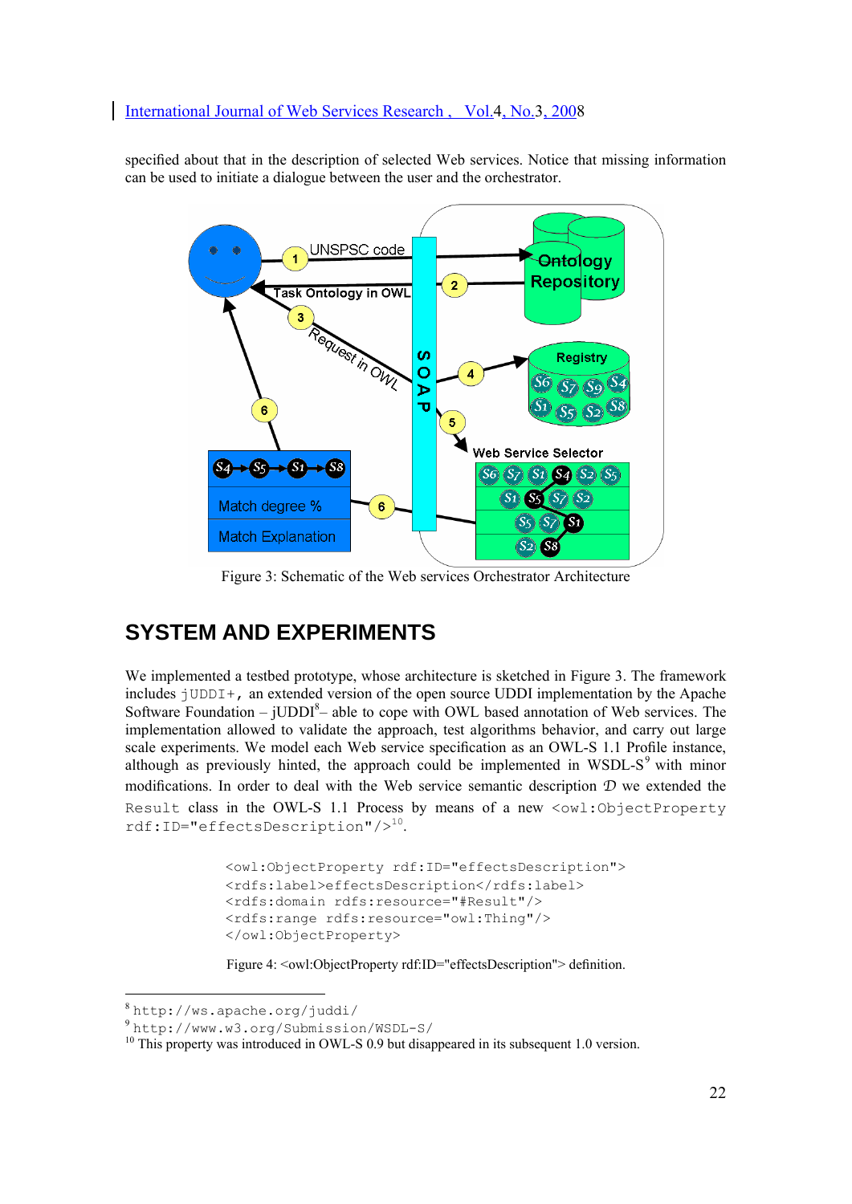specified about that in the description of selected Web services. Notice that missing information can be used to initiate a dialogue between the user and the orchestrator.

Figure 3: Schematic of the Web services Orchestrator Architecture

## SYSTEM AND EXPERIMENTS

We implemented a testbed prototype, whose architecture is sketched in Figure 3. The framework includes `jUDDI+`, an extended version of the open source UDDI implementation by the Apache Software Foundation – jUDDI[8]– able to cope with OWL based annotation of Web services. The implementation allowed to validate the approach, test algorithms behavior, and carry out large scale experiments. We model each Web service specification as an OWL-S 1.1 Profile instance, although as previously hinted, the approach could be implemented in WSDL-S[9] with minor modifications. In order to deal with the Web service semantic description $\mathcal{D}$ we extended the `Result` class in the OWL-S 1.1 Process by means of a new `<owl:ObjectProperty rdf:ID="effectsDescription"/>`[10].

```
<owl:ObjectProperty rdf:ID="effectsDescription">
<rdfs:label>effectsDescription</rdfs:label>
<rdfs:domain rdfs:resource="#Result"/>
<rdfs:range rdfs:resource="owl:Thing"/>
</owl:ObjectProperty>
```

Figure 4: <owl:ObjectProperty rdf:ID="effectsDescription"> definition.

---

[8] http://ws.apache.org/juddi/

[9] http://www.w3.org/Submission/WSDL-S/

[10] This property was introduced in OWL-S 0.9 but disappeared in its subsequent 1.0 version.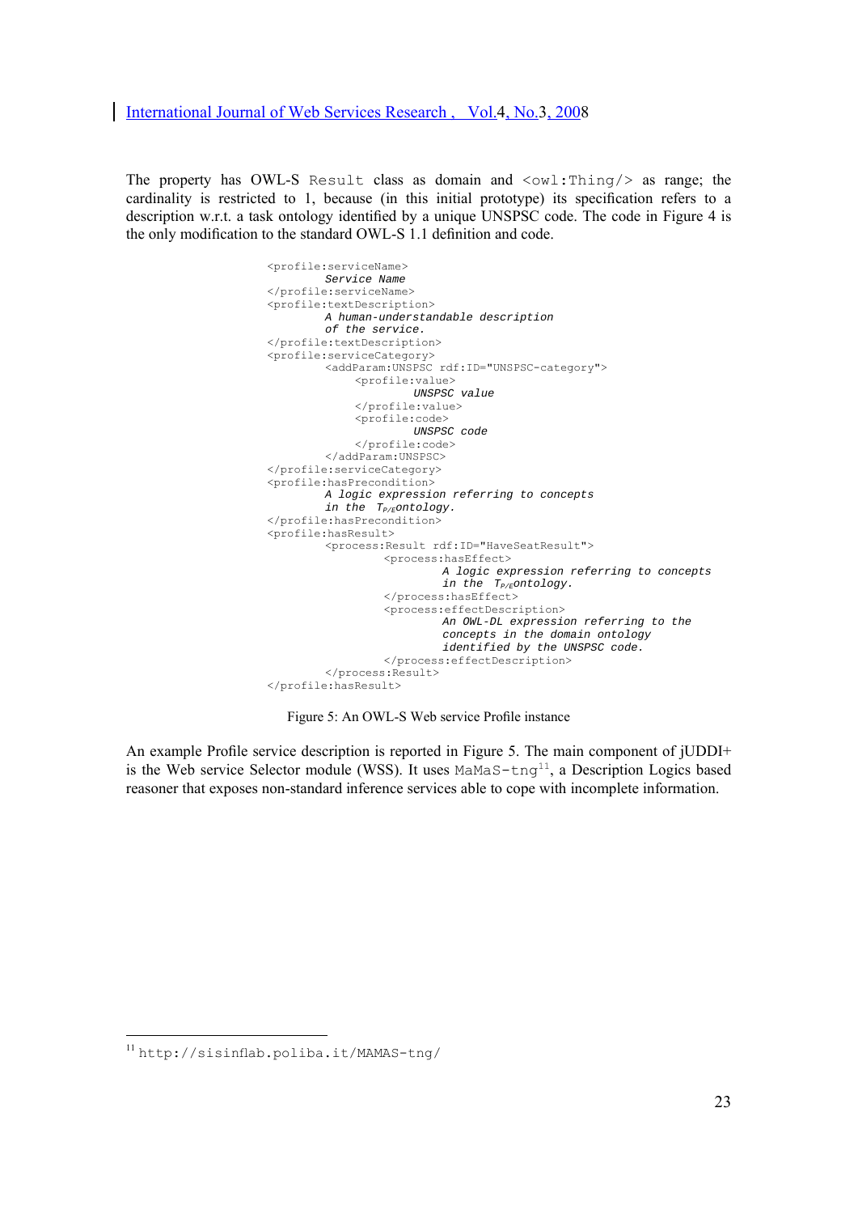The property has OWL-S `Result` class as domain and `<owl:Thing/>` as range; the cardinality is restricted to 1, because (in this initial prototype) its specification refers to a description w.r.t. a task ontology identified by a unique UNSPSC code. The code in Figure 4 is the only modification to the standard OWL-S 1.1 definition and code.

```
<profile:serviceName>
        Service Name
</profile:serviceName>
<profile:textDescription>
        A human-understandable description
        of the service.
</profile:textDescription>
<profile:serviceCategory>
        <addParam:UNSPSC rdf:ID="UNSPSC-category">
            <profile:value>
                    UNSPSC value
            </profile:value>
            <profile:code>
                    UNSPSC code
            </profile:code>
        </addParam:UNSPSC>
</profile:serviceCategory>
<profile:hasPrecondition>
        A logic expression referring to concepts
        in the T_P/E ontology.
</profile:hasPrecondition>
<profile:hasResult>
        <process:Result rdf:ID="HaveSeatResult">
                <process:hasEffect>
                        A logic expression referring to concepts
                        in the T_P/E ontology.
                </process:hasEffect>
                <process:effectDescription>
                        An OWL-DL expression referring to the
                        concepts in the domain ontology
                        identified by the UNSPSC code.
                </process:effectDescription>
        </process:Result>
</profile:hasResult>
```

Figure 5: An OWL-S Web service Profile instance

An example Profile service description is reported in Figure 5. The main component of jUDDI+ is the Web service Selector module (WSS). It uses `MaMaS-tng`[11], a Description Logics based reasoner that exposes non-standard inference services able to cope with incomplete information.

[11] http://sisinflab.poliba.it/MAMAS-tng/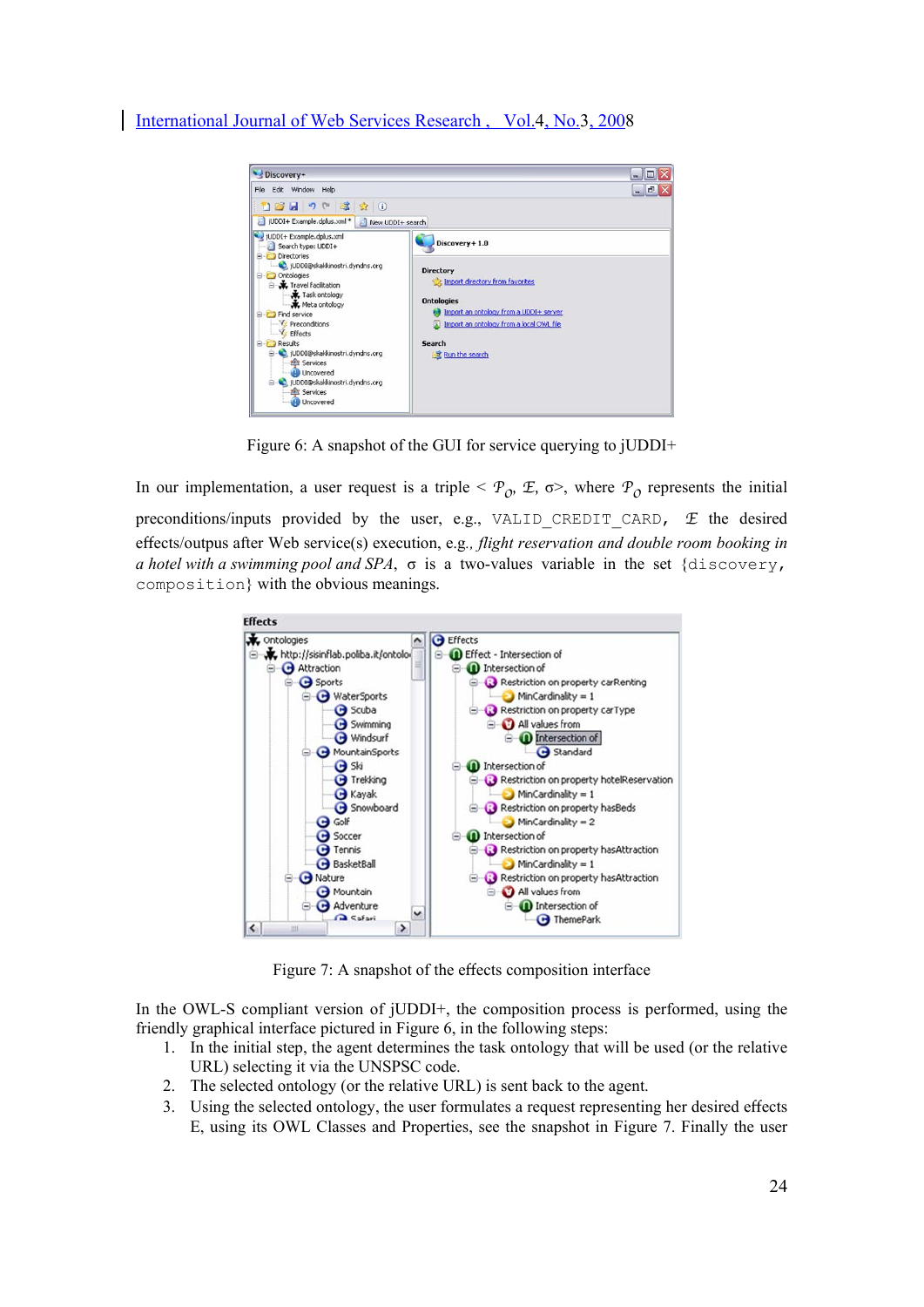Figure 6: A snapshot of the GUI for service querying to jUDDI+

In our implementation, a user request is a triple < $\mathcal{P}_O$, $\mathcal{E}$, σ>, where $\mathcal{P}_O$ represents the initial preconditions/inputs provided by the user, e.g., `VALID_CREDIT_CARD`, $\mathcal{E}$ the desired effects/outpus after Web service(s) execution, e.g., *flight reservation and double room booking in a hotel with a swimming pool and SPA*, σ is a two-values variable in the set {`discovery`, `composition`} with the obvious meanings.

Figure 7: A snapshot of the effects composition interface

In the OWL-S compliant version of jUDDI+, the composition process is performed, using the friendly graphical interface pictured in Figure 6, in the following steps:

1. In the initial step, the agent determines the task ontology that will be used (or the relative URL) selecting it via the UNSPSC code.
2. The selected ontology (or the relative URL) is sent back to the agent.
3. Using the selected ontology, the user formulates a request representing her desired effects E, using its OWL Classes and Properties, see the snapshot in Figure 7. Finally the user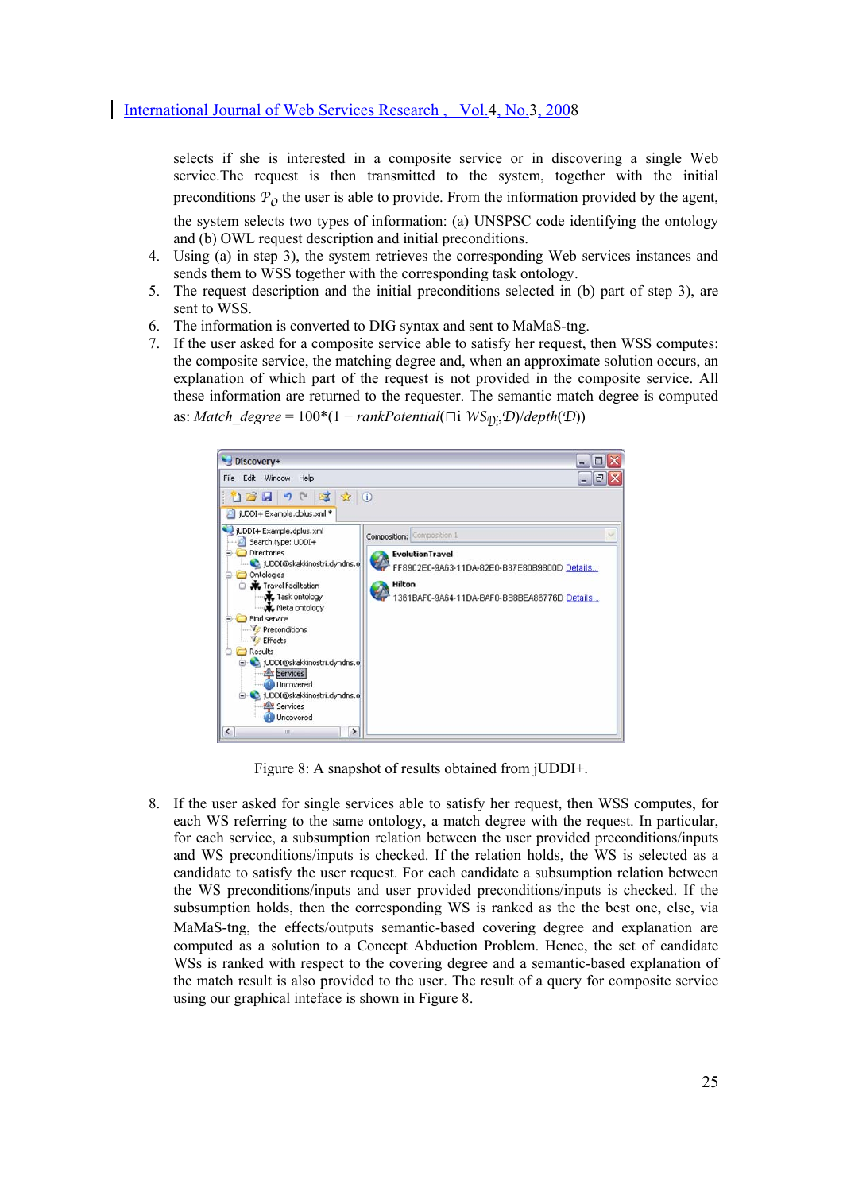selects if she is interested in a composite service or in discovering a single Web service.The request is then transmitted to the system, together with the initial preconditions $\mathcal{P}_O$ the user is able to provide. From the information provided by the agent, the system selects two types of information: (a) UNSPSC code identifying the ontology and (b) OWL request description and initial preconditions.

4. Using (a) in step 3), the system retrieves the corresponding Web services instances and sends them to WSS together with the corresponding task ontology.
5. The request description and the initial preconditions selected in (b) part of step 3), are sent to WSS.
6. The information is converted to DIG syntax and sent to MaMaS-tng.
7. If the user asked for a composite service able to satisfy her request, then WSS computes: the composite service, the matching degree and, when an approximate solution occurs, an explanation of which part of the request is not provided in the composite service. All these information are returned to the requester. The semantic match degree is computed as: $Match\_degree = 100*(1 - rankPotential(\sqcap i\ WS_{\mathcal{D}i}, \mathcal{D})/depth(\mathcal{D}))$

Figure 8: A snapshot of results obtained from jUDDI+.

8. If the user asked for single services able to satisfy her request, then WSS computes, for each WS referring to the same ontology, a match degree with the request. In particular, for each service, a subsumption relation between the user provided preconditions/inputs and WS preconditions/inputs is checked. If the relation holds, the WS is selected as a candidate to satisfy the user request. For each candidate a subsumption relation between the WS preconditions/inputs and user provided preconditions/inputs is checked. If the subsumption holds, then the corresponding WS is ranked as the the best one, else, via MaMaS-tng, the effects/outputs semantic-based covering degree and explanation are computed as a solution to a Concept Abduction Problem. Hence, the set of candidate WSs is ranked with respect to the covering degree and a semantic-based explanation of the match result is also provided to the user. The result of a query for composite service using our graphical inteface is shown in Figure 8.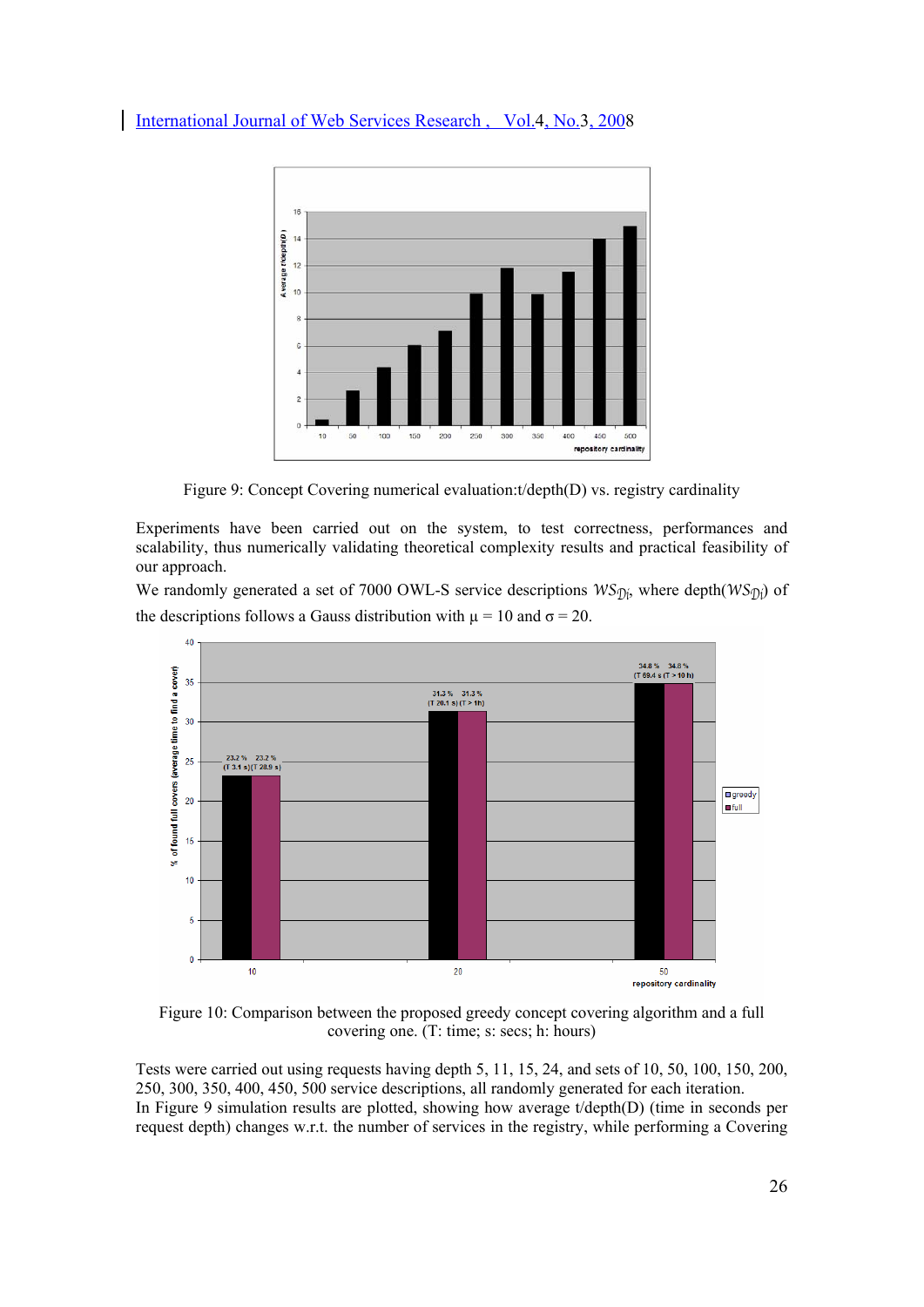Figure 9: Concept Covering numerical evaluation:t/depth(D) vs. registry cardinality

Experiments have been carried out on the system, to test correctness, performances and scalability, thus numerically validating theoretical complexity results and practical feasibility of our approach.

We randomly generated a set of 7000 OWL-S service descriptions $WS_{\mathcal{D}i}$, where depth($WS_{\mathcal{D}i}$) of the descriptions follows a Gauss distribution with $\mu = 10$ and $\sigma = 20$.

Figure 10: Comparison between the proposed greedy concept covering algorithm and a full covering one. (T: time; s: secs; h: hours)

Tests were carried out using requests having depth 5, 11, 15, 24, and sets of 10, 50, 100, 150, 200, 250, 300, 350, 400, 450, 500 service descriptions, all randomly generated for each iteration.

In Figure 9 simulation results are plotted, showing how average t/depth(D) (time in seconds per request depth) changes w.r.t. the number of services in the registry, while performing a Covering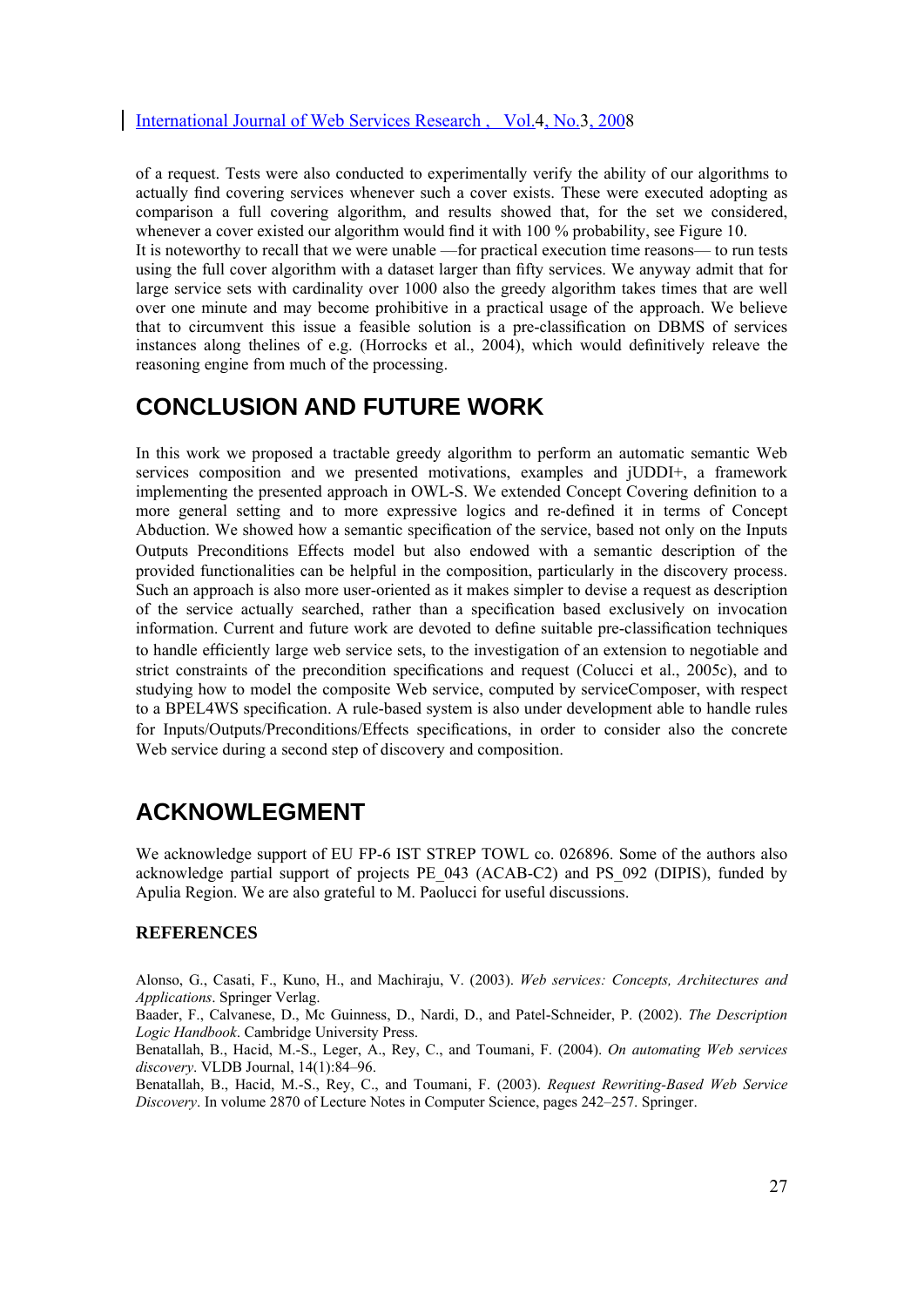of a request. Tests were also conducted to experimentally verify the ability of our algorithms to actually find covering services whenever such a cover exists. These were executed adopting as comparison a full covering algorithm, and results showed that, for the set we considered, whenever a cover existed our algorithm would find it with 100 % probability, see Figure 10.
It is noteworthy to recall that we were unable —for practical execution time reasons— to run tests using the full cover algorithm with a dataset larger than fifty services. We anyway admit that for large service sets with cardinality over 1000 also the greedy algorithm takes times that are well over one minute and may become prohibitive in a practical usage of the approach. We believe that to circumvent this issue a feasible solution is a pre-classification on DBMS of services instances along thelines of e.g. (Horrocks et al., 2004), which would definitively releave the reasoning engine from much of the processing.

# CONCLUSION AND FUTURE WORK

In this work we proposed a tractable greedy algorithm to perform an automatic semantic Web services composition and we presented motivations, examples and jUDDI+, a framework implementing the presented approach in OWL-S. We extended Concept Covering definition to a more general setting and to more expressive logics and re-defined it in terms of Concept Abduction. We showed how a semantic specification of the service, based not only on the Inputs Outputs Preconditions Effects model but also endowed with a semantic description of the provided functionalities can be helpful in the composition, particularly in the discovery process. Such an approach is also more user-oriented as it makes simpler to devise a request as description of the service actually searched, rather than a specification based exclusively on invocation information. Current and future work are devoted to define suitable pre-classification techniques to handle efficiently large web service sets, to the investigation of an extension to negotiable and strict constraints of the precondition specifications and request (Colucci et al., 2005c), and to studying how to model the composite Web service, computed by serviceComposer, with respect to a BPEL4WS specification. A rule-based system is also under development able to handle rules for Inputs/Outputs/Preconditions/Effects specifications, in order to consider also the concrete Web service during a second step of discovery and composition.

# ACKNOWLEGMENT

We acknowledge support of EU FP-6 IST STREP TOWL co. 026896. Some of the authors also acknowledge partial support of projects PE_043 (ACAB-C2) and PS_092 (DIPIS), funded by Apulia Region. We are also grateful to M. Paolucci for useful discussions.

### REFERENCES

Alonso, G., Casati, F., Kuno, H., and Machiraju, V. (2003). *Web services: Concepts, Architectures and Applications*. Springer Verlag.
Baader, F., Calvanese, D., Mc Guinness, D., Nardi, D., and Patel-Schneider, P. (2002). *The Description Logic Handbook*. Cambridge University Press.
Benatallah, B., Hacid, M.-S., Leger, A., Rey, C., and Toumani, F. (2004). *On automating Web services discovery*. VLDB Journal, 14(1):84–96.
Benatallah, B., Hacid, M.-S., Rey, C., and Toumani, F. (2003). *Request Rewriting-Based Web Service Discovery*. In volume 2870 of Lecture Notes in Computer Science, pages 242–257. Springer.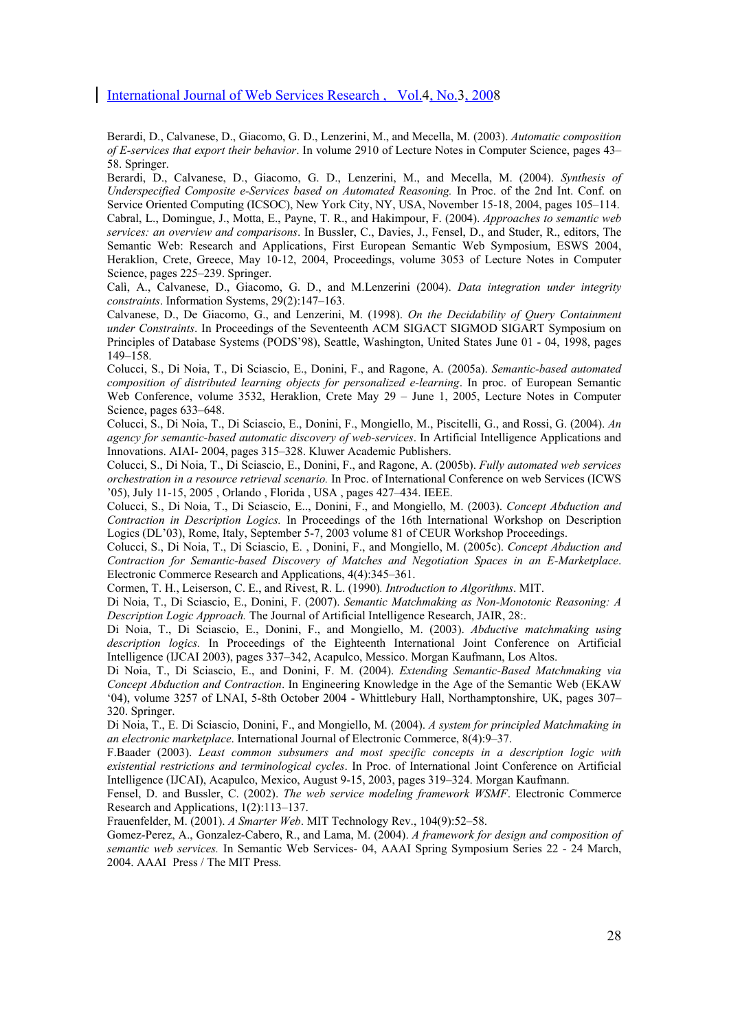Berardi, D., Calvanese, D., Giacomo, G. D., Lenzerini, M., and Mecella, M. (2003). *Automatic composition of E-services that export their behavior*. In volume 2910 of Lecture Notes in Computer Science, pages 43–58. Springer.

Berardi, D., Calvanese, D., Giacomo, G. D., Lenzerini, M., and Mecella, M. (2004). *Synthesis of Underspecified Composite e-Services based on Automated Reasoning.* In Proc. of the 2nd Int. Conf. on Service Oriented Computing (ICSOC), New York City, NY, USA, November 15-18, 2004, pages 105–114.

Cabral, L., Domingue, J., Motta, E., Payne, T. R., and Hakimpour, F. (2004). *Approaches to semantic web services: an overview and comparisons*. In Bussler, C., Davies, J., Fensel, D., and Studer, R., editors, The Semantic Web: Research and Applications, First European Semantic Web Symposium, ESWS 2004, Heraklion, Crete, Greece, May 10-12, 2004, Proceedings, volume 3053 of Lecture Notes in Computer Science, pages 225–239. Springer.

Calì, A., Calvanese, D., Giacomo, G. D., and M.Lenzerini (2004). *Data integration under integrity constraints*. Information Systems, 29(2):147–163.

Calvanese, D., De Giacomo, G., and Lenzerini, M. (1998). *On the Decidability of Query Containment under Constraints*. In Proceedings of the Seventeenth ACM SIGACT SIGMOD SIGART Symposium on Principles of Database Systems (PODS'98), Seattle, Washington, United States June 01 - 04, 1998, pages 149–158.

Colucci, S., Di Noia, T., Di Sciascio, E., Donini, F., and Ragone, A. (2005a). *Semantic-based automated composition of distributed learning objects for personalized e-learning*. In proc. of European Semantic Web Conference, volume 3532, Heraklion, Crete May 29 – June 1, 2005, Lecture Notes in Computer Science, pages 633–648.

Colucci, S., Di Noia, T., Di Sciascio, E., Donini, F., Mongiello, M., Piscitelli, G., and Rossi, G. (2004). *An agency for semantic-based automatic discovery of web-services*. In Artificial Intelligence Applications and Innovations. AIAI- 2004, pages 315–328. Kluwer Academic Publishers.

Colucci, S., Di Noia, T., Di Sciascio, E., Donini, F., and Ragone, A. (2005b). *Fully automated web services orchestration in a resource retrieval scenario.* In Proc. of International Conference on web Services (ICWS '05), July 11-15, 2005 , Orlando , Florida , USA , pages 427–434. IEEE.

Colucci, S., Di Noia, T., Di Sciascio, E., Donini, F., and Mongiello, M. (2003). *Concept Abduction and Contraction in Description Logics.* In Proceedings of the 16th International Workshop on Description Logics (DL'03), Rome, Italy, September 5-7, 2003 volume 81 of CEUR Workshop Proceedings.

Colucci, S., Di Noia, T., Di Sciascio, E. , Donini, F., and Mongiello, M. (2005c). *Concept Abduction and Contraction for Semantic-based Discovery of Matches and Negotiation Spaces in an E-Marketplace*. Electronic Commerce Research and Applications, 4(4):345–361.

Cormen, T. H., Leiserson, C. E., and Rivest, R. L. (1990)*.* *Introduction to Algorithms*. MIT.

Di Noia, T., Di Sciascio, E., Donini, F. (2007). *Semantic Matchmaking as Non-Monotonic Reasoning: A Description Logic Approach.* The Journal of Artificial Intelligence Research, JAIR, 28:.

Di Noia, T., Di Sciascio, E., Donini, F., and Mongiello, M. (2003). *Abductive matchmaking using description logics.* In Proceedings of the Eighteenth International Joint Conference on Artificial Intelligence (IJCAI 2003), pages 337–342, Acapulco, Messico. Morgan Kaufmann, Los Altos.

Di Noia, T., Di Sciascio, E., and Donini, F. M. (2004). *Extending Semantic-Based Matchmaking via Concept Abduction and Contraction*. In Engineering Knowledge in the Age of the Semantic Web (EKAW '04), volume 3257 of LNAI, 5-8th October 2004 - Whittlebury Hall, Northamptonshire, UK, pages 307–320. Springer.

Di Noia, T., E. Di Sciascio, Donini, F., and Mongiello, M. (2004). *A system for principled Matchmaking in an electronic marketplace*. International Journal of Electronic Commerce, 8(4):9–37.

F.Baader (2003). *Least common subsumers and most specific concepts in a description logic with existential restrictions and terminological cycles*. In Proc. of International Joint Conference on Artificial Intelligence (IJCAI), Acapulco, Mexico, August 9-15, 2003, pages 319–324. Morgan Kaufmann.

Fensel, D. and Bussler, C. (2002). *The web service modeling framework WSMF*. Electronic Commerce Research and Applications, 1(2):113–137.

Frauenfelder, M. (2001). *A Smarter Web*. MIT Technology Rev., 104(9):52–58.

Gomez-Perez, A., Gonzalez-Cabero, R., and Lama, M. (2004). *A framework for design and composition of semantic web services.* In Semantic Web Services- 04, AAAI Spring Symposium Series 22 - 24 March, 2004. AAAI Press / The MIT Press.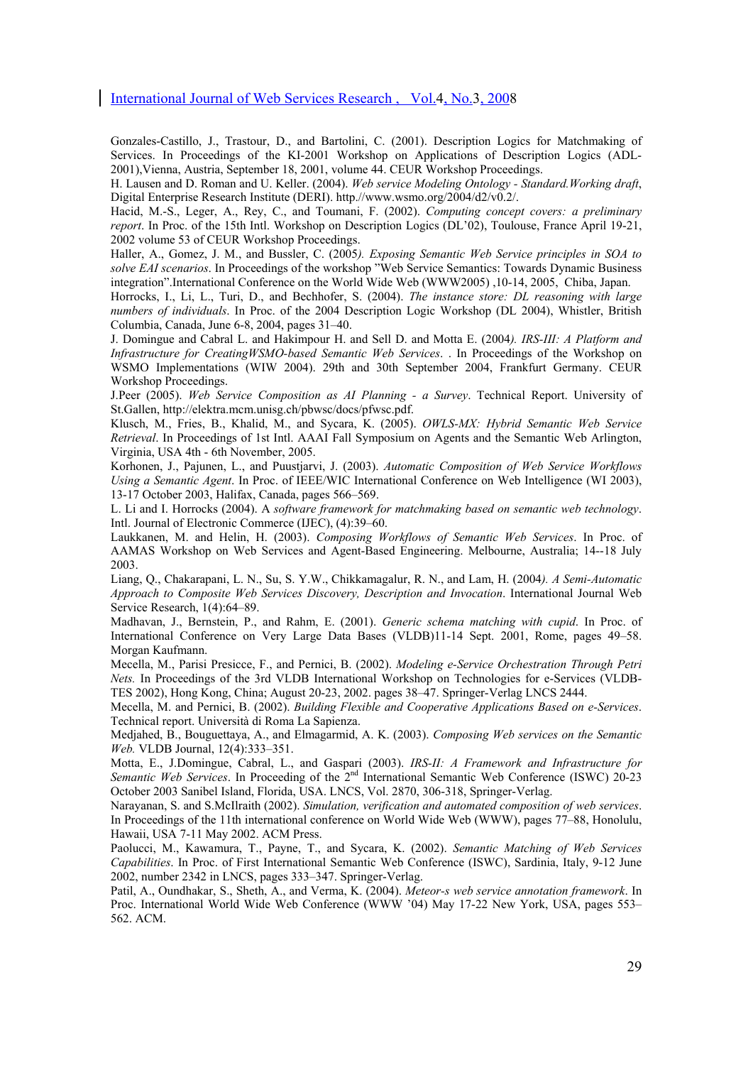Gonzales-Castillo, J., Trastour, D., and Bartolini, C. (2001). Description Logics for Matchmaking of Services. In Proceedings of the KI-2001 Workshop on Applications of Description Logics (ADL-2001),Vienna, Austria, September 18, 2001, volume 44. CEUR Workshop Proceedings.

H. Lausen and D. Roman and U. Keller. (2004). *Web service Modeling Ontology - Standard.Working draft*, Digital Enterprise Research Institute (DERI). http.//www.wsmo.org/2004/d2/v0.2/.

Hacid, M.-S., Leger, A., Rey, C., and Toumani, F. (2002). *Computing concept covers: a preliminary report*. In Proc. of the 15th Intl. Workshop on Description Logics (DL'02), Toulouse, France April 19-21, 2002 volume 53 of CEUR Workshop Proceedings.

Haller, A., Gomez, J. M., and Bussler, C. (2005*). Exposing Semantic Web Service principles in SOA to solve EAI scenarios*. In Proceedings of the workshop "Web Service Semantics: Towards Dynamic Business integration".International Conference on the World Wide Web (WWW2005) ,10-14, 2005, Chiba, Japan.

Horrocks, I., Li, L., Turi, D., and Bechhofer, S. (2004). *The instance store: DL reasoning with large numbers of individuals*. In Proc. of the 2004 Description Logic Workshop (DL 2004), Whistler, British Columbia, Canada, June 6-8, 2004, pages 31–40.

J. Domingue and Cabral L. and Hakimpour H. and Sell D. and Motta E. (2004*). IRS-III: A Platform and Infrastructure for CreatingWSMO-based Semantic Web Services*. . In Proceedings of the Workshop on WSMO Implementations (WIW 2004). 29th and 30th September 2004, Frankfurt Germany. CEUR Workshop Proceedings.

J.Peer (2005). *Web Service Composition as AI Planning - a Survey*. Technical Report. University of St.Gallen, http://elektra.mcm.unisg.ch/pbwsc/docs/pfwsc.pdf.

Klusch, M., Fries, B., Khalid, M., and Sycara, K. (2005). *OWLS-MX: Hybrid Semantic Web Service Retrieval*. In Proceedings of 1st Intl. AAAI Fall Symposium on Agents and the Semantic Web Arlington, Virginia, USA 4th - 6th November, 2005.

Korhonen, J., Pajunen, L., and Puustjarvi, J. (2003). *Automatic Composition of Web Service Workflows Using a Semantic Agent*. In Proc. of IEEE/WIC International Conference on Web Intelligence (WI 2003), 13-17 October 2003, Halifax, Canada, pages 566–569.

L. Li and I. Horrocks (2004). A *software framework for matchmaking based on semantic web technology*. Intl. Journal of Electronic Commerce (IJEC), (4):39–60.

Laukkanen, M. and Helin, H. (2003). *Composing Workflows of Semantic Web Services*. In Proc. of AAMAS Workshop on Web Services and Agent-Based Engineering. Melbourne, Australia; 14--18 July 2003.

Liang, Q., Chakarapani, L. N., Su, S. Y.W., Chikkamagalur, R. N., and Lam, H. (2004*). A Semi-Automatic Approach to Composite Web Services Discovery, Description and Invocation*. International Journal Web Service Research, 1(4):64–89.

Madhavan, J., Bernstein, P., and Rahm, E. (2001). *Generic schema matching with cupid*. In Proc. of International Conference on Very Large Data Bases (VLDB)11-14 Sept. 2001, Rome, pages 49–58. Morgan Kaufmann.

Mecella, M., Parisi Presicce, F., and Pernici, B. (2002). *Modeling e-Service Orchestration Through Petri Nets.* In Proceedings of the 3rd VLDB International Workshop on Technologies for e-Services (VLDB-TES 2002), Hong Kong, China; August 20-23, 2002. pages 38–47. Springer-Verlag LNCS 2444.

Mecella, M. and Pernici, B. (2002). *Building Flexible and Cooperative Applications Based on e-Services*. Technical report. Università di Roma La Sapienza.

Medjahed, B., Bouguettaya, A., and Elmagarmid, A. K. (2003). *Composing Web services on the Semantic Web.* VLDB Journal, 12(4):333–351.

Motta, E., J.Domingue, Cabral, L., and Gaspari (2003). *IRS-II: A Framework and Infrastructure for Semantic Web Services*. In Proceeding of the 2nd International Semantic Web Conference (ISWC) 20-23 October 2003 Sanibel Island, Florida, USA. LNCS, Vol. 2870, 306-318, Springer-Verlag.

Narayanan, S. and S.McIlraith (2002). *Simulation, verification and automated composition of web services*. In Proceedings of the 11th international conference on World Wide Web (WWW), pages 77–88, Honolulu, Hawaii, USA 7-11 May 2002. ACM Press.

Paolucci, M., Kawamura, T., Payne, T., and Sycara, K. (2002). *Semantic Matching of Web Services Capabilities*. In Proc. of First International Semantic Web Conference (ISWC), Sardinia, Italy, 9-12 June 2002, number 2342 in LNCS, pages 333–347. Springer-Verlag.

Patil, A., Oundhakar, S., Sheth, A., and Verma, K. (2004). *Meteor-s web service annotation framework*. In Proc. International World Wide Web Conference (WWW '04) May 17-22 New York, USA, pages 553–562. ACM.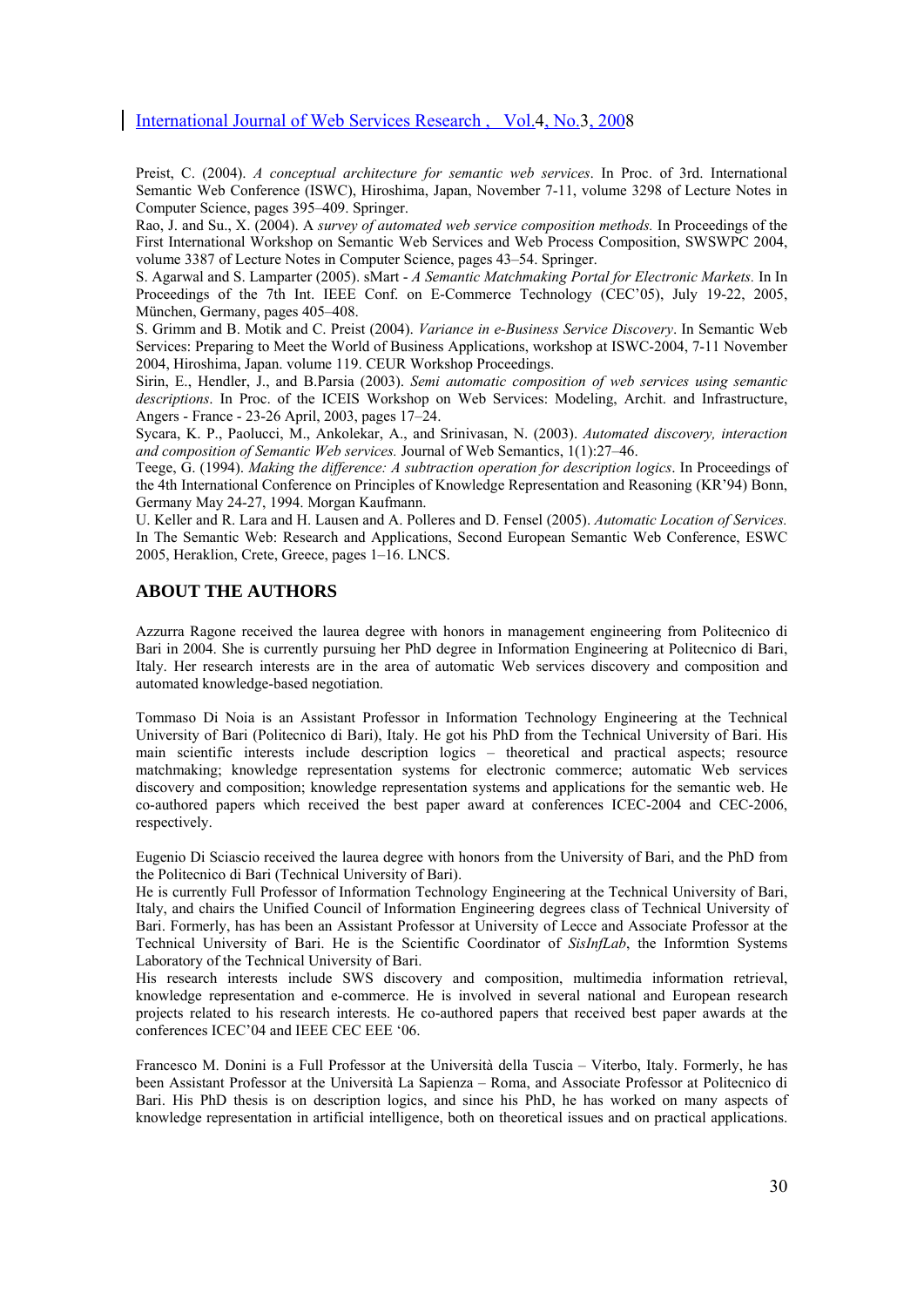Preist, C. (2004). *A conceptual architecture for semantic web services*. In Proc. of 3rd. International Semantic Web Conference (ISWC), Hiroshima, Japan, November 7-11, volume 3298 of Lecture Notes in Computer Science, pages 395–409. Springer.

Rao, J. and Su., X. (2004). A *survey of automated web service composition methods.* In Proceedings of the First International Workshop on Semantic Web Services and Web Process Composition, SWSWPC 2004, volume 3387 of Lecture Notes in Computer Science, pages 43–54. Springer.

S. Agarwal and S. Lamparter (2005). sMart - *A Semantic Matchmaking Portal for Electronic Markets.* In In Proceedings of the 7th Int. IEEE Conf. on E-Commerce Technology (CEC'05), July 19-22, 2005, München, Germany, pages 405–408.

S. Grimm and B. Motik and C. Preist (2004). *Variance in e-Business Service Discovery*. In Semantic Web Services: Preparing to Meet the World of Business Applications, workshop at ISWC-2004, 7-11 November 2004, Hiroshima, Japan. volume 119. CEUR Workshop Proceedings.

Sirin, E., Hendler, J., and B.Parsia (2003). *Semi automatic composition of web services using semantic descriptions*. In Proc. of the ICEIS Workshop on Web Services: Modeling, Archit. and Infrastructure, Angers - France - 23-26 April, 2003, pages 17–24.

Sycara, K. P., Paolucci, M., Ankolekar, A., and Srinivasan, N. (2003). *Automated discovery, interaction and composition of Semantic Web services.* Journal of Web Semantics, 1(1):27–46.

Teege, G. (1994). *Making the difference: A subtraction operation for description logics*. In Proceedings of the 4th International Conference on Principles of Knowledge Representation and Reasoning (KR'94) Bonn, Germany May 24-27, 1994. Morgan Kaufmann.

U. Keller and R. Lara and H. Lausen and A. Polleres and D. Fensel (2005). *Automatic Location of Services.* In The Semantic Web: Research and Applications, Second European Semantic Web Conference, ESWC 2005, Heraklion, Crete, Greece, pages 1–16. LNCS.

## ABOUT THE AUTHORS

Azzurra Ragone received the laurea degree with honors in management engineering from Politecnico di Bari in 2004. She is currently pursuing her PhD degree in Information Engineering at Politecnico di Bari, Italy. Her research interests are in the area of automatic Web services discovery and composition and automated knowledge-based negotiation.

Tommaso Di Noia is an Assistant Professor in Information Technology Engineering at the Technical University of Bari (Politecnico di Bari), Italy. He got his PhD from the Technical University of Bari. His main scientific interests include description logics – theoretical and practical aspects; resource matchmaking; knowledge representation systems for electronic commerce; automatic Web services discovery and composition; knowledge representation systems and applications for the semantic web. He co-authored papers which received the best paper award at conferences ICEC-2004 and CEC-2006, respectively.

Eugenio Di Sciascio received the laurea degree with honors from the University of Bari, and the PhD from the Politecnico di Bari (Technical University of Bari).

He is currently Full Professor of Information Technology Engineering at the Technical University of Bari, Italy, and chairs the Unified Council of Information Engineering degrees class of Technical University of Bari. Formerly, has has been an Assistant Professor at University of Lecce and Associate Professor at the Technical University of Bari. He is the Scientific Coordinator of *SisInfLab*, the Informtion Systems Laboratory of the Technical University of Bari.

His research interests include SWS discovery and composition, multimedia information retrieval, knowledge representation and e-commerce. He is involved in several national and European research projects related to his research interests. He co-authored papers that received best paper awards at the conferences ICEC'04 and IEEE CEC EEE '06.

Francesco M. Donini is a Full Professor at the Università della Tuscia – Viterbo, Italy. Formerly, he has been Assistant Professor at the Università La Sapienza – Roma, and Associate Professor at Politecnico di Bari. His PhD thesis is on description logics, and since his PhD, he has worked on many aspects of knowledge representation in artificial intelligence, both on theoretical issues and on practical applications.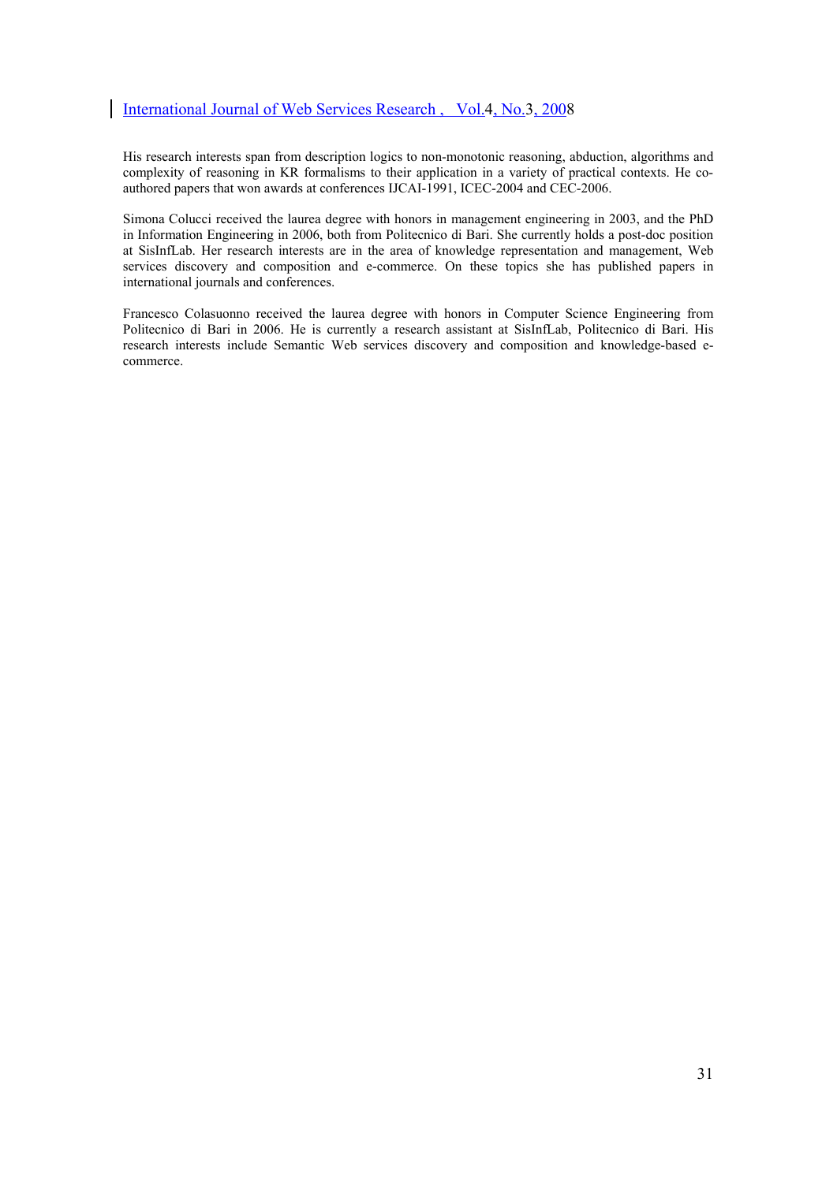His research interests span from description logics to non-monotonic reasoning, abduction, algorithms and complexity of reasoning in KR formalisms to their application in a variety of practical contexts. He co-authored papers that won awards at conferences IJCAI-1991, ICEC-2004 and CEC-2006.

Simona Colucci received the laurea degree with honors in management engineering in 2003, and the PhD in Information Engineering in 2006, both from Politecnico di Bari. She currently holds a post-doc position at SisInfLab. Her research interests are in the area of knowledge representation and management, Web services discovery and composition and e-commerce. On these topics she has published papers in international journals and conferences.

Francesco Colasuonno received the laurea degree with honors in Computer Science Engineering from Politecnico di Bari in 2006. He is currently a research assistant at SisInfLab, Politecnico di Bari. His research interests include Semantic Web services discovery and composition and knowledge-based e-commerce.